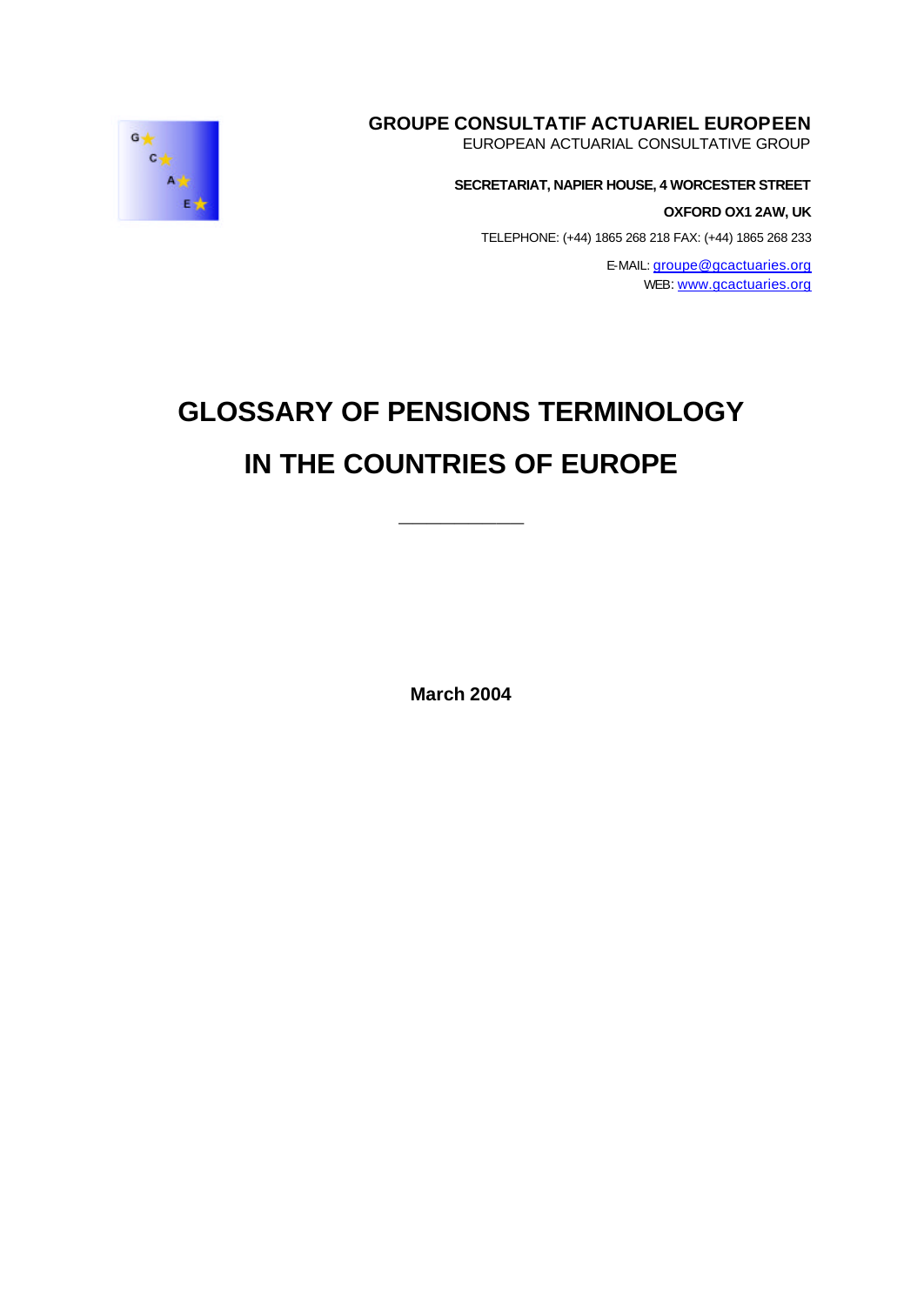**GROUPE CONSULTATIF ACTUARIEL EUROPEEN**
EUROPEAN ACTUARIAL CONSULTATIVE GROUP

**SECRETARIAT, NAPIER HOUSE, 4 WORCESTER STREET**

**OXFORD OX1 2AW, UK**

TELEPHONE: (+44) 1865 268 218 FAX: (+44) 1865 268 233

E-MAIL: groupe@gcactuaries.org
WEB: www.gcactuaries.org

# GLOSSARY OF PENSIONS TERMINOLOGY

# IN THE COUNTRIES OF EUROPE

---

**March 2004**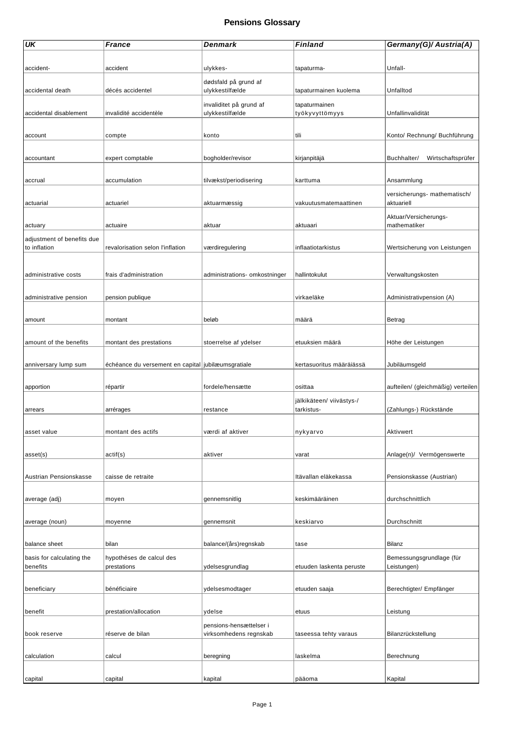# Pensions Glossary

| UK | France | Denmark | Finland | Germany(G)/ Austria(A) |
|---|---|---|---|---|
| accident- | accident | ulykkes- | tapaturma- | Unfall- |
| accidental death | décés accidentel | dødsfald på grund af ulykkestilfælde | tapaturmainen kuolema | Unfalltod |
| accidental disablement | invalidité accidentèle | invaliditet på grund af ulykkestilfælde | tapaturmainen työkyvyttömyys | Unfallinvalidität |
| account | compte | konto | tili | Konto/ Rechnung/ Buchführung |
| accountant | expert comptable | bogholder/revisor | kirjanpitäjä | Buchhalter/ Wirtschaftsprüfer |
| accrual | accumulation | tilvækst/periodisering | karttuma | Ansammlung |
| actuarial | actuariel | aktuarmæssig | vakuutusmatemaattinen | versicherungs- mathematisch/ aktuariell |
| actuary | actuaire | aktuar | aktuaari | Aktuar/Versicherungs- mathematiker |
| adjustment of benefits due to inflation | revalorisation selon l'inflation | værdiregulering | inflaatiotarkistus | Wertsicherung von Leistungen |
| administrative costs | frais d'administration | administrations- omkostninger | hallintokulut | Verwaltungskosten |
| administrative pension | pension publique | | virkaeläke | Administrativpension (A) |
| amount | montant | beløb | määrä | Betrag |
| amount of the benefits | montant des prestations | stoerrelse af ydelser | etuuksien määrä | Höhe der Leistungen |
| anniversary lump sum | échéance du versement en capital | jubilæumsgratiale | kertasuoritus määräiässä | Jubiläumsgeld |
| apportion | répartir | fordele/hensætte | osittaa | aufteilen/ (gleichmäßig) verteilen |
| arrears | arrérages | restance | jälkikäteen/ viivästys-/ tarkistus- | (Zahlungs-) Rückstände |
| asset value | montant des actifs | værdi af aktiver | nykyarvo | Aktivwert |
| asset(s) | actif(s) | aktiver | varat | Anlage(n)/ Vermögenswerte |
| Austrian Pensionskasse | caisse de retraite | | Itävallan eläkekassa | Pensionskasse (Austrian) |
| average (adj) | moyen | gennemsnitlig | keskimääräinen | durchschnittlich |
| average (noun) | moyenne | gennemsnit | keskiarvo | Durchschnitt |
| balance sheet | bilan | balance/(års)regnskab | tase | Bilanz |
| basis for calculating the benefits | hypothéses de calcul des prestations | ydelsesgrundlag | etuuden laskenta peruste | Bemessungsgrundlage (für Leistungen) |
| beneficiary | bénéficiaire | ydelsesmodtager | etuuden saaja | Berechtigter/ Empfänger |
| benefit | prestation/allocation | ydelse | etuus | Leistung |
| book reserve | réserve de bilan | pensions-hensættelser i virksomhedens regnskab | taseessa tehty varaus | Bilanzrückstellung |
| calculation | calcul | beregning | laskelma | Berechnung |
| capital | capital | kapital | pääoma | Kapital |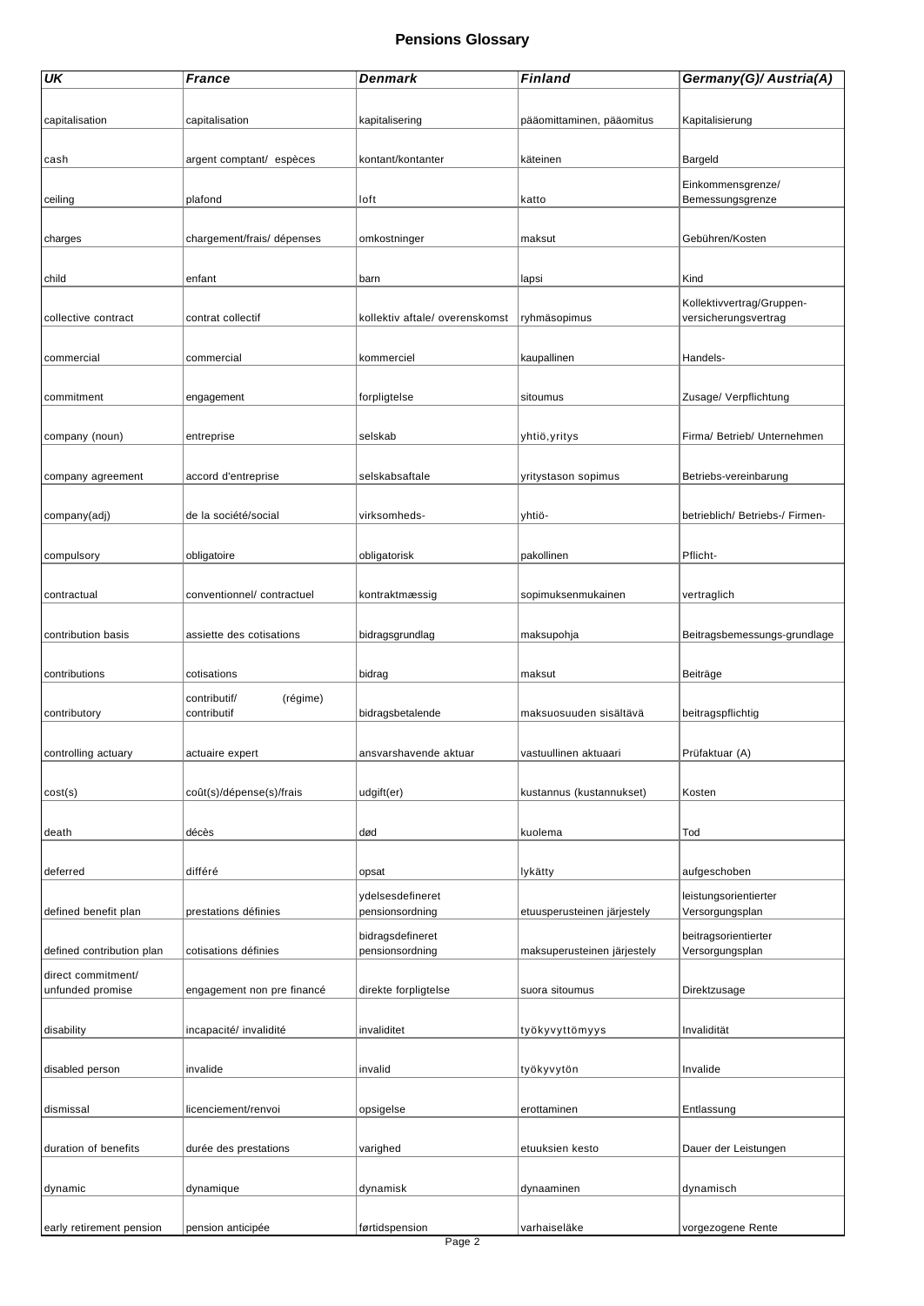# Pensions Glossary

| *UK* | *France* | *Denmark* | *Finland* | *Germany(G)/ Austria(A)* |
|---|---|---|---|---|
| capitalisation | capitalisation | kapitalisering | pääomittaminen, pääomitus | Kapitalisierung |
| cash | argent comptant/ espèces | kontant/kontanter | käteinen | Bargeld |
| ceiling | plafond | loft | katto | Einkommensgrenze/ Bemessungsgrenze |
| charges | chargement/frais/ dépenses | omkostninger | maksut | Gebühren/Kosten |
| child | enfant | barn | lapsi | Kind |
| collective contract | contrat collectif | kollektiv aftale/ overenskomst | ryhmäsopimus | Kollektivvertrag/Gruppen-versicherungsvertrag |
| commercial | commercial | kommerciel | kaupallinen | Handels- |
| commitment | engagement | forpligtelse | sitoumus | Zusage/ Verpflichtung |
| company (noun) | entreprise | selskab | yhtiö,yritys | Firma/ Betrieb/ Unternehmen |
| company agreement | accord d'entreprise | selskabsaftale | yritystason sopimus | Betriebs-vereinbarung |
| company(adj) | de la société/social | virksomheds- | yhtiö- | betrieblich/ Betriebs-/ Firmen- |
| compulsory | obligatoire | obligatorisk | pakollinen | Pflicht- |
| contractual | conventionnel/ contractuel | kontraktmæssig | sopimuksenmukainen | vertraglich |
| contribution basis | assiette des cotisations | bidragsgrundlag | maksupohja | Beitragsbemessungs-grundlage |
| contributions | cotisations | bidrag | maksut | Beiträge |
| contributory | contributif/ (régime) contributif | bidragsbetalende | maksuosuuden sisältävä | beitragspflichtig |
| controlling actuary | actuaire expert | ansvarshavende aktuar | vastuullinen aktuaari | Prüfaktuar (A) |
| cost(s) | coût(s)/dépense(s)/frais | udgift(er) | kustannus (kustannukset) | Kosten |
| death | décès | død | kuolema | Tod |
| deferred | différé | opsat | lykätty | aufgeschoben |
| defined benefit plan | prestations définies | ydelsesdefineret pensionsordning | etuusperusteinen järjestely | leistungsorientierter Versorgungsplan |
| defined contribution plan | cotisations définies | bidragsdefineret pensionsordning | maksuperusteinen järjestely | beitragsorientierter Versorgungsplan |
| direct commitment/ unfunded promise | engagement non pre financé | direkte forpligtelse | suora sitoumus | Direktzusage |
| disability | incapacité/ invalidité | invaliditet | työkyvyttömyys | Invalidität |
| disabled person | invalide | invalid | työkyvytön | Invalide |
| dismissal | licenciement/renvoi | opsigelse | erottaminen | Entlassung |
| duration of benefits | durée des prestations | varighed | etuuksien kesto | Dauer der Leistungen |
| dynamic | dynamique | dynamisk | dynaaminen | dynamisch |
| early retirement pension | pension anticipée | førtidspension | varhaiseläke | vorgezogene Rente |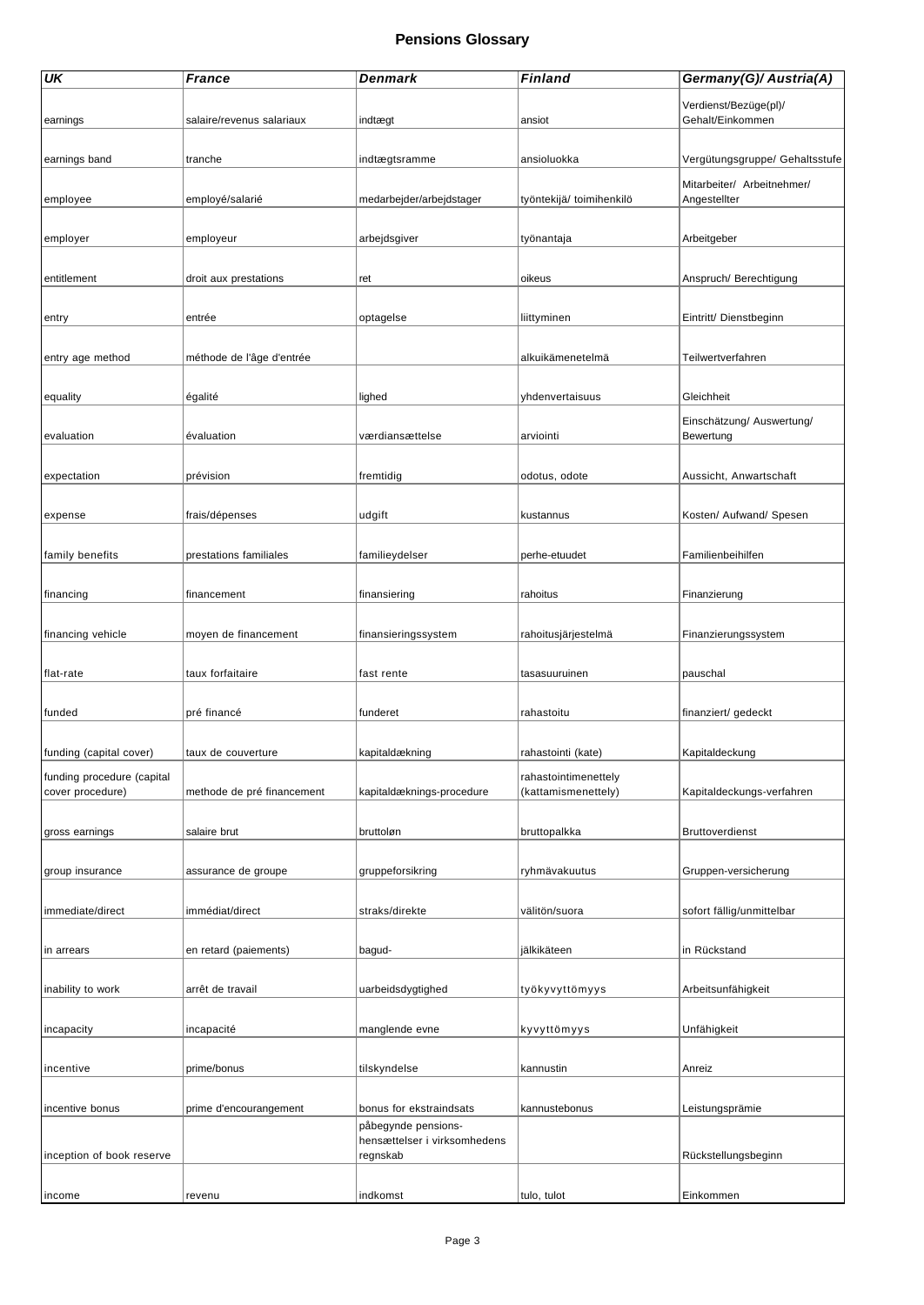# Pensions Glossary

| UK | France | Denmark | Finland | Germany(G)/ Austria(A) |
|---|---|---|---|---|
| earnings | salaire/revenus salariaux | indtægt | ansiot | Verdienst/Bezüge(pl)/ Gehalt/Einkommen |
| earnings band | tranche | indtægtsramme | ansioluokka | Vergütungsgruppe/ Gehaltsstufe |
| employee | employé/salarié | medarbejder/arbejdstager | työntekijä/ toimihenkilö | Mitarbeiter/ Arbeitnehmer/ Angestellter |
| employer | employeur | arbejdsgiver | työnantaja | Arbeitgeber |
| entitlement | droit aux prestations | ret | oikeus | Anspruch/ Berechtigung |
| entry | entrée | optagelse | liittyminen | Eintritt/ Dienstbeginn |
| entry age method | méthode de l'âge d'entrée | | alkuikämenetelmä | Teilwertverfahren |
| equality | égalité | lighed | yhdenvertaisuus | Gleichheit |
| evaluation | évaluation | værdiansættelse | arviointi | Einschätzung/ Auswertung/ Bewertung |
| expectation | prévision | fremtidig | odotus, odote | Aussicht, Anwartschaft |
| expense | frais/dépenses | udgift | kustannus | Kosten/ Aufwand/ Spesen |
| family benefits | prestations familiales | familieydelser | perhe-etuudet | Familienbeihilfen |
| financing | financement | finansiering | rahoitus | Finanzierung |
| financing vehicle | moyen de financement | finansieringssystem | rahoitusjärjestelmä | Finanzierungssystem |
| flat-rate | taux forfaitaire | fast rente | tasasuuruinen | pauschal |
| funded | pré financé | funderet | rahastoitu | finanziert/ gedeckt |
| funding (capital cover) | taux de couverture | kapitaldækning | rahastointi (kate) | Kapitaldeckung |
| funding procedure (capital cover procedure) | methode de pré financement | kapitaldæknings-procedure | rahastointimenettely (kattamismenettely) | Kapitaldeckungs-verfahren |
| gross earnings | salaire brut | bruttoløn | bruttopalkka | Bruttoverdienst |
| group insurance | assurance de groupe | gruppeforsikring | ryhmävakuutus | Gruppen-versicherung |
| immediate/direct | immédiat/direct | straks/direkte | välitön/suora | sofort fällig/unmittelbar |
| in arrears | en retard (paiements) | bagud- | jälkikäteen | in Rückstand |
| inability to work | arrêt de travail | uarbeidsdygtighed | työkyvyttömyys | Arbeitsunfähigkeit |
| incapacity | incapacité | manglende evne | kyvyttömyys | Unfähigkeit |
| incentive | prime/bonus | tilskyndelse | kannustin | Anreiz |
| incentive bonus | prime d'encouragement | bonus for ekstraindsats | kannustebonus | Leistungsprämie |
| inception of book reserve | | påbegynde pensions-hensættelser i virksomhedens regnskab | | Rückstellungsbeginn |
| income | revenu | indkomst | tulo, tulot | Einkommen |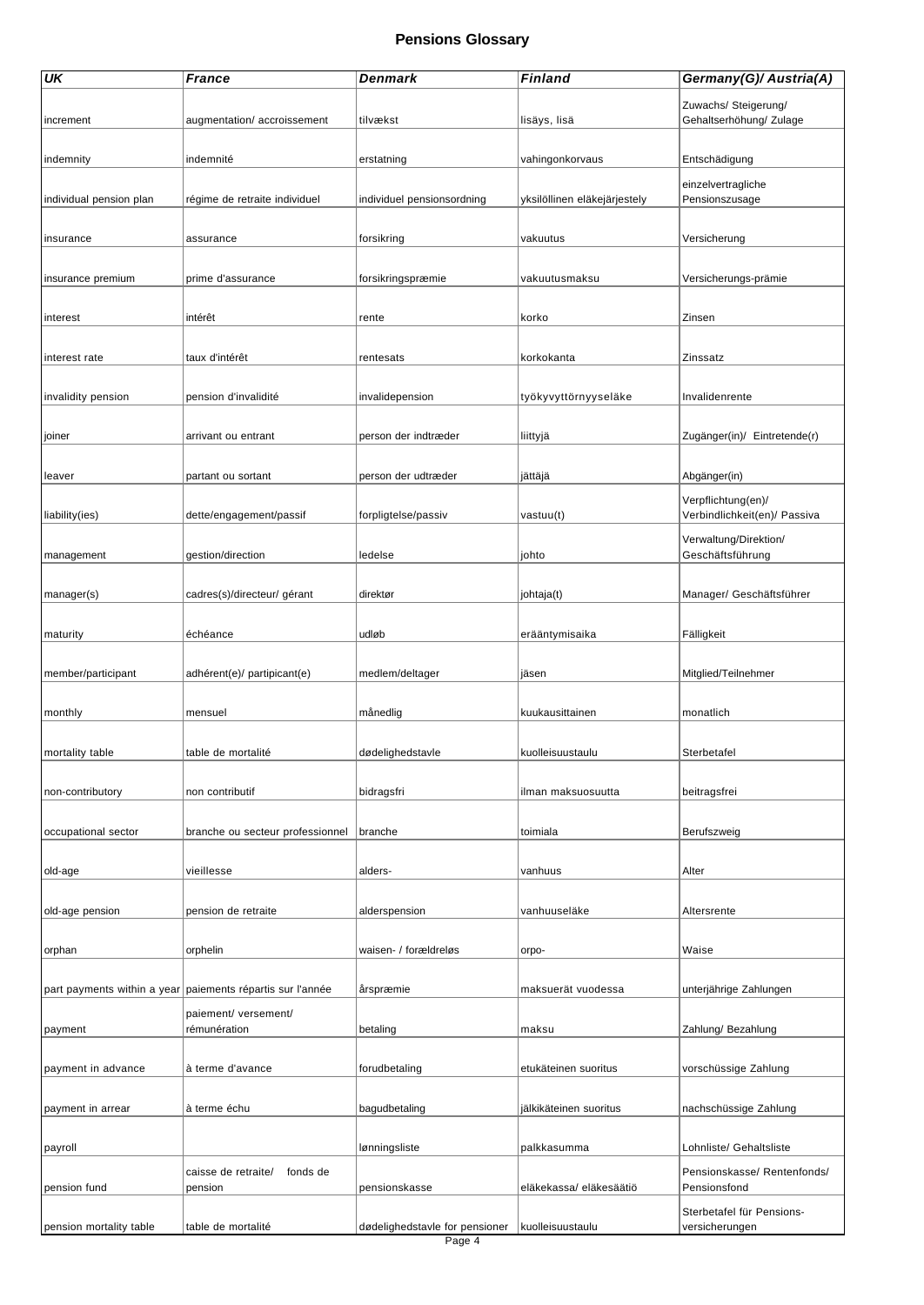## Pensions Glossary

| UK | France | Denmark | Finland | Germany(G)/ Austria(A) |
|---|---|---|---|---|
| increment | augmentation/ accroissement | tilvækst | lisäys, lisä | Zuwachs/ Steigerung/ Gehaltserhöhung/ Zulage |
| indemnity | indemnité | erstatning | vahingonkorvaus | Entschädigung |
| individual pension plan | régime de retraite individuel | individuel pensionsordning | yksilöllinen eläkejärjestely | einzelvertragliche Pensionszusage |
| insurance | assurance | forsikring | vakuutus | Versicherung |
| insurance premium | prime d'assurance | forsikringspræmie | vakuutusmaksu | Versicherungs-prämie |
| interest | intérêt | rente | korko | Zinsen |
| interest rate | taux d'intérêt | rentesats | korkokanta | Zinssatz |
| invalidity pension | pension d'invalidité | invalidepension | työkyvyttörnyyseläke | Invalidenrente |
| joiner | arrivant ou entrant | person der indtræder | liittyjä | Zugänger(in)/ Eintretende(r) |
| leaver | partant ou sortant | person der udtræder | jättäjä | Abgänger(in) |
| liability(ies) | dette/engagement/passif | forpligtelse/passiv | vastuu(t) | Verpflichtung(en)/ Verbindlichkeit(en)/ Passiva |
| management | gestion/direction | ledelse | johto | Verwaltung/Direktion/ Geschäftsführung |
| manager(s) | cadres(s)/directeur/ gérant | direktør | johtaja(t) | Manager/ Geschäftsführer |
| maturity | échéance | udløb | erääntymisaika | Fälligkeit |
| member/participant | adhérent(e)/ partipicant(e) | medlem/deltager | jäsen | Mitglied/Teilnehmer |
| monthly | mensuel | månedlig | kuukausittainen | monatlich |
| mortality table | table de mortalité | dødelighedstavle | kuolleisuustaulu | Sterbetafel |
| non-contributory | non contributif | bidragsfri | ilman maksuosuutta | beitragsfrei |
| occupational sector | branche ou secteur professionnel | branche | toimiala | Berufszweig |
| old-age | vieillesse | alders- | vanhuus | Alter |
| old-age pension | pension de retraite | alderspension | vanhuuseläke | Altersrente |
| orphan | orphelin | waisen- / forældreløs | orpo- | Waise |
| part payments within a year | paiements répartis sur l'année | årspræmie | maksuerät vuodessa | unterjährige Zahlungen |
| payment | paiement/ versement/ rémunération | betaling | maksu | Zahlung/ Bezahlung |
| payment in advance | à terme d'avance | forudbetaling | etukäteinen suoritus | vorschüssige Zahlung |
| payment in arrear | à terme échu | bagudbetaling | jälkikäteinen suoritus | nachschüssige Zahlung |
| payroll | | lønningsliste | palkkasumma | Lohnliste/ Gehaltsliste |
| pension fund | caisse de retraite/ fonds de pension | pensionskasse | eläkekassa/ eläkesäätiö | Pensionskasse/ Rentenfonds/ Pensionsfond |
| pension mortality table | table de mortalité | dødelighedstavle for pensioner | kuolleisuustaulu | Sterbetafel für Pensions-versicherungen |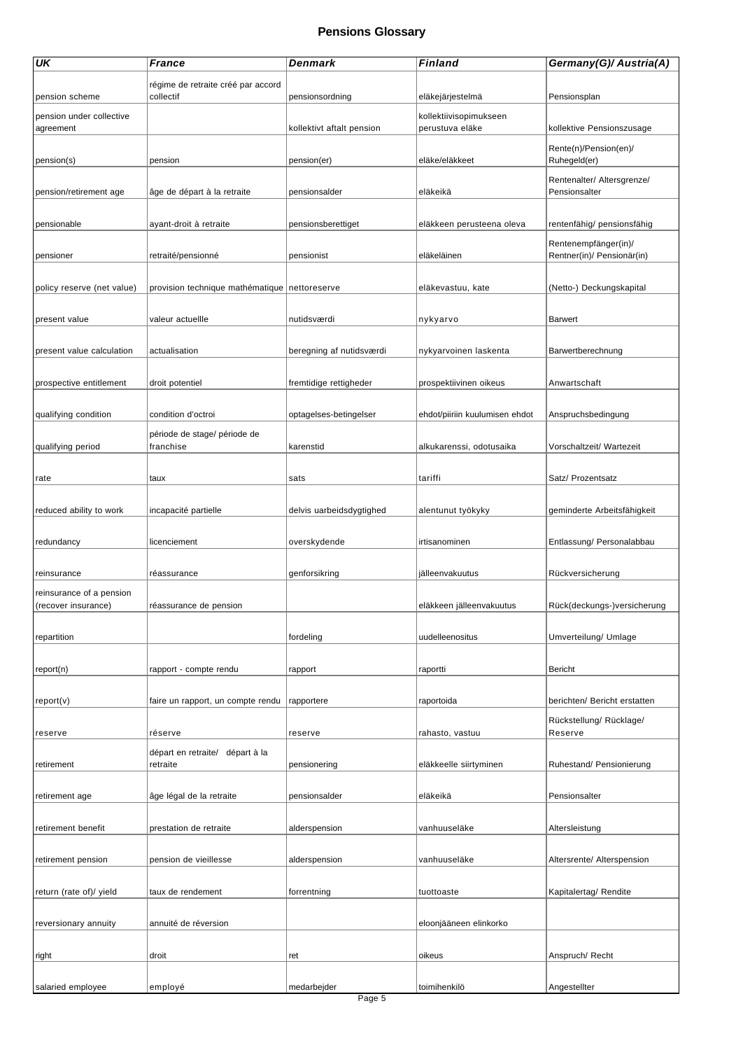# Pensions Glossary

| *UK* | *France* | *Denmark* | *Finland* | *Germany(G)/ Austria(A)* |
|---|---|---|---|---|
| pension scheme | régime de retraite créé par accord collectif | pensionsordning | eläkejärjestelmä | Pensionsplan |
| pension under collective agreement | | kollektivt aftalt pension | kollektiivisopimukseen perustuva eläke | kollektive Pensionszusage |
| pension(s) | pension | pension(er) | eläke/eläkkeet | Rente(n)/Pension(en)/ Ruhegeld(er) |
| pension/retirement age | âge de départ à la retraite | pensionsalder | eläkeikä | Rentenalter/ Altersgrenze/ Pensionsalter |
| pensionable | ayant-droit à retraite | pensionsberettiget | eläkkeen perusteena oleva | rentenfähig/ pensionsfähig |
| pensioner | retraité/pensionné | pensionist | eläkeläinen | Rentenempfänger(in)/ Rentner(in)/ Pensionär(in) |
| policy reserve (net value) | provision technique mathématique | nettoreserve | eläkevastuu, kate | (Netto-) Deckungskapital |
| present value | valeur actuellle | nutidsværdi | nykyarvo | Barwert |
| present value calculation | actualisation | beregning af nutidsværdi | nykyarvoinen laskenta | Barwertberechnung |
| prospective entitlement | droit potentiel | fremtidige rettigheder | prospektiivinen oikeus | Anwartschaft |
| qualifying condition | condition d'octroi | optagelses-betingelser | ehdot/piiriin kuulumisen ehdot | Anspruchsbedingung |
| qualifying period | période de stage/ période de franchise | karenstid | alkukarenssi, odotusaika | Vorschaltzeit/ Wartezeit |
| rate | taux | sats | tariffi | Satz/ Prozentsatz |
| reduced ability to work | incapacité partielle | delvis uarbeidsdygtighed | alentunut työkyky | geminderte Arbeitsfähigkeit |
| redundancy | licenciement | overskydende | irtisanominen | Entlassung/ Personalabbau |
| reinsurance | réassurance | genforsikring | jälleenvakuutus | Rückversicherung |
| reinsurance of a pension (recover insurance) | réassurance de pension | | eläkkeen jälleenvakuutus | Rück(deckungs-)versicherung |
| repartition | | fordeling | uudelleenositus | Umverteilung/ Umlage |
| report(n) | rapport - compte rendu | rapport | raportti | Bericht |
| report(v) | faire un rapport, un compte rendu | rapportere | raportoida | berichten/ Bericht erstatten |
| reserve | réserve | reserve | rahasto, vastuu | Rückstellung/ Rücklage/ Reserve |
| retirement | départ en retraite/ départ à la retraite | pensionering | eläkkeelle siirtyminen | Ruhestand/ Pensionierung |
| retirement age | âge légal de la retraite | pensionsalder | eläkeikä | Pensionsalter |
| retirement benefit | prestation de retraite | alderspension | vanhuuseläke | Altersleistung |
| retirement pension | pension de vieillesse | alderspension | vanhuuseläke | Altersrente/ Alterspension |
| return (rate of)/ yield | taux de rendement | forrentning | tuottoaste | Kapitalertag/ Rendite |
| reversionary annuity | annuité de réversion | | eloonjääneen elinkorko | |
| right | droit | ret | oikeus | Anspruch/ Recht |
| salaried employee | employé | medarbejder | toimihenkilö | Angestellter |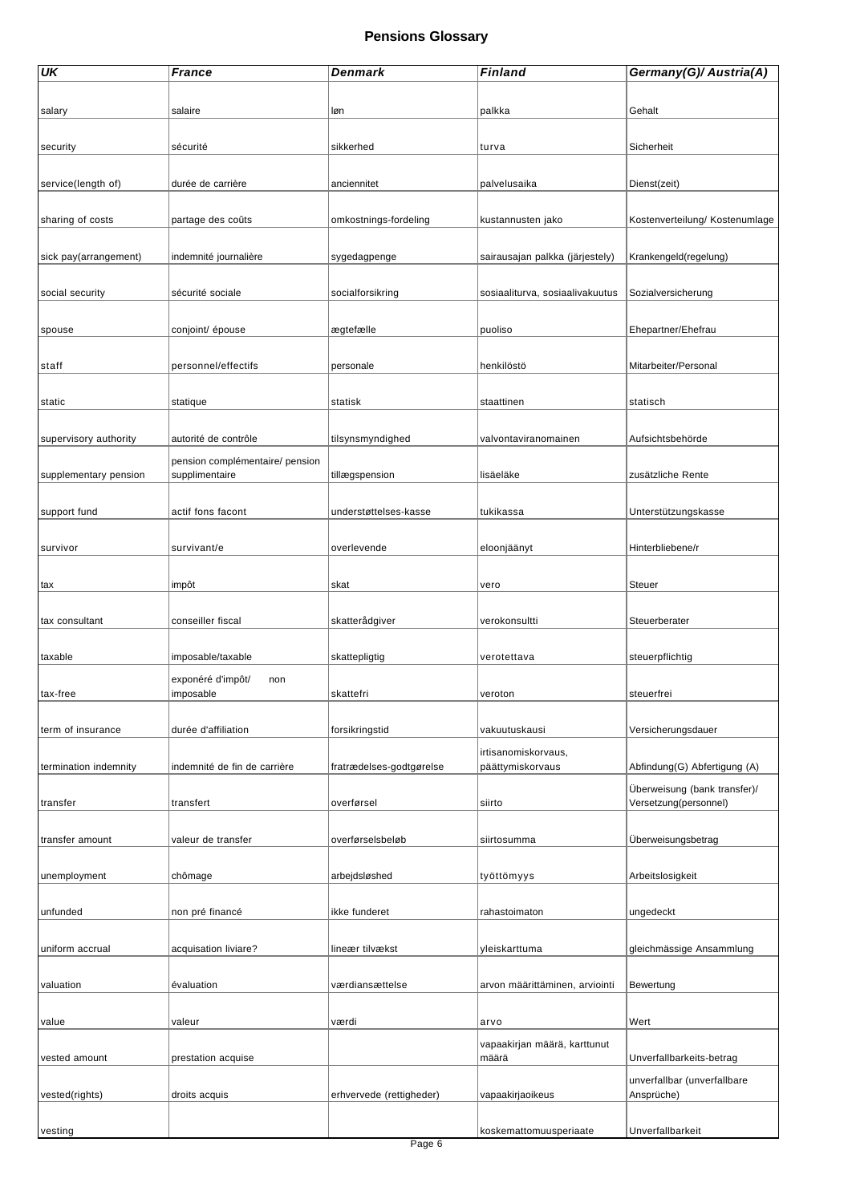# Pensions Glossary

| *UK* | *France* | *Denmark* | *Finland* | *Germany(G)/ Austria(A)* |
|---|---|---|---|---|
| salary | salaire | løn | palkka | Gehalt |
| security | sécurité | sikkerhed | turva | Sicherheit |
| service(length of) | durée de carrière | anciennitet | palvelusaika | Dienst(zeit) |
| sharing of costs | partage des coûts | omkostnings-fordeling | kustannusten jako | Kostenverteilung/ Kostenumlage |
| sick pay(arrangement) | indemnité journalière | sygedagpenge | sairausajan palkka (järjestely) | Krankengeld(regelung) |
| social security | sécurité sociale | socialforsikring | sosiaaliturva, sosiaalivakuutus | Sozialversicherung |
| spouse | conjoint/ épouse | ægtefælle | puoliso | Ehepartner/Ehefrau |
| staff | personnel/effectifs | personale | henkilöstö | Mitarbeiter/Personal |
| static | statique | statisk | staattinen | statisch |
| supervisory authority | autorité de contrôle | tilsynsmyndighed | valvontaviranomainen | Aufsichtsbehörde |
| supplementary pension | pension complémentaire/ pension supplimentaire | tillægspension | lisäeläke | zusätzliche Rente |
| support fund | actif fons facont | understøttelses-kasse | tukikassa | Unterstützungskasse |
| survivor | survivant/e | overlevende | eloonjäänyt | Hinterbliebene/r |
| tax | impôt | skat | vero | Steuer |
| tax consultant | conseiller fiscal | skatterådgiver | verokonsultti | Steuerberater |
| taxable | imposable/taxable | skattepligtig | verotettava | steuerpflichtig |
| tax-free | exonéré d'impôt/ non imposable | skattefri | veroton | steuerfrei |
| term of insurance | durée d'affiliation | forsikringstid | vakuutuskausi | Versicherungsdauer |
| termination indemnity | indemnité de fin de carrière | fratrædelses-godtgørelse | irtisanomiskorvaus, päättymiskorvaus | Abfindung(G) Abfertigung (A) |
| transfer | transfert | overførsel | siirto | Überweisung (bank transfer)/ Versetzung(personnel) |
| transfer amount | valeur de transfer | overførselsbeløb | siirtosumma | Überweisungsbetrag |
| unemployment | chômage | arbejdsløshed | työttömyys | Arbeitslosigkeit |
| unfunded | non pré financé | ikke funderet | rahastoimaton | ungedeckt |
| uniform accrual | acquisation liviare? | lineær tilvækst | yleiskarttuma | gleichmässige Ansammlung |
| valuation | évaluation | værdiansættelse | arvon määrittäminen, arviointi | Bewertung |
| value | valeur | værdi | arvo | Wert |
| vested amount | prestation acquise | | vapaakirjan määrä, karttunut määrä | Unverfallbarkeits-betrag |
| vested(rights) | droits acquis | erhvervede (rettigheder) | vapaakirjaoikeus | unverfallbar (unverfallbare Ansprüche) |
| vesting | | | koskemattomuusperiaate | Unverfallbarkeit |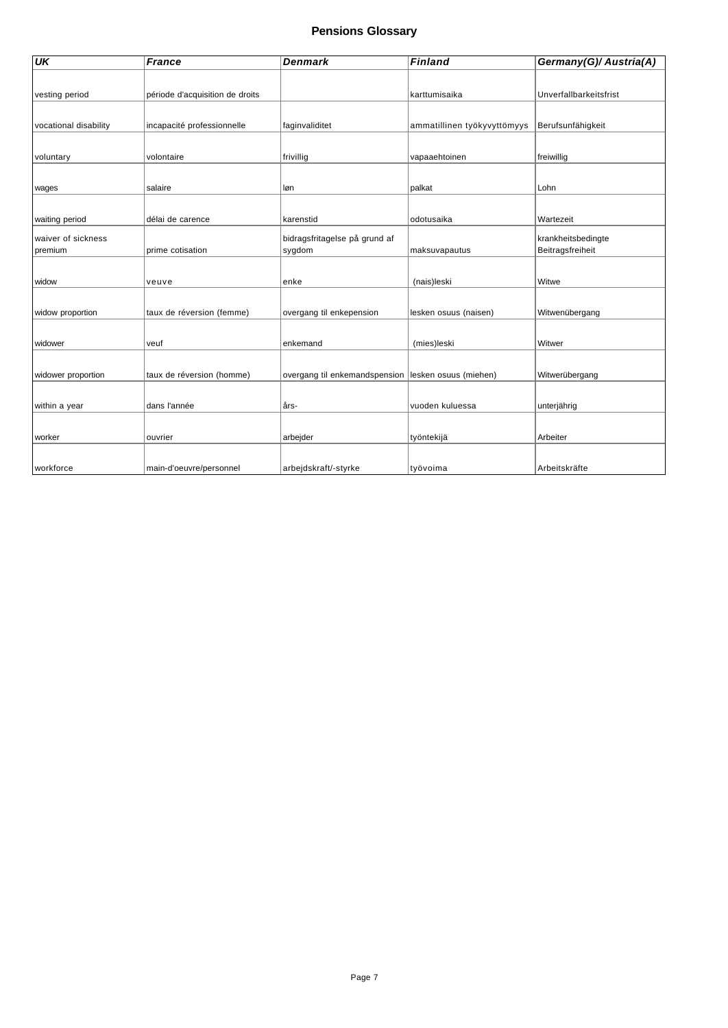# Pensions Glossary

| *UK* | *France* | *Denmark* | *Finland* | *Germany(G)/ Austria(A)* |
|---|---|---|---|---|
| vesting period | période d'acquisition de droits | | karttumisaika | Unverfallbarkeitsfrist |
| vocational disability | incapacité professionnelle | faginvaliditet | ammatillinen työkyvyttömyys | Berufsunfähigkeit |
| voluntary | volontaire | frivillig | vapaaehtoinen | freiwillig |
| wages | salaire | løn | palkat | Lohn |
| waiting period | délai de carence | karenstid | odotusaika | Wartezeit |
| waiver of sickness premium | prime cotisation | bidragsfritagelse på grund af sygdom | maksuvapautus | krankheitsbedingte Beitragsfreiheit |
| widow | veuve | enke | (nais)leski | Witwe |
| widow proportion | taux de réversion (femme) | overgang til enkepension | lesken osuus (naisen) | Witwenübergang |
| widower | veuf | enkemand | (mies)leski | Witwer |
| widower proportion | taux de réversion (homme) | overgang til enkemandspension | lesken osuus (miehen) | Witwerübergang |
| within a year | dans l'année | års- | vuoden kuluessa | unterjährig |
| worker | ouvrier | arbejder | työntekijä | Arbeiter |
| workforce | main-d'oeuvre/personnel | arbejdskraft/-styrke | työvoima | Arbeitskräfte |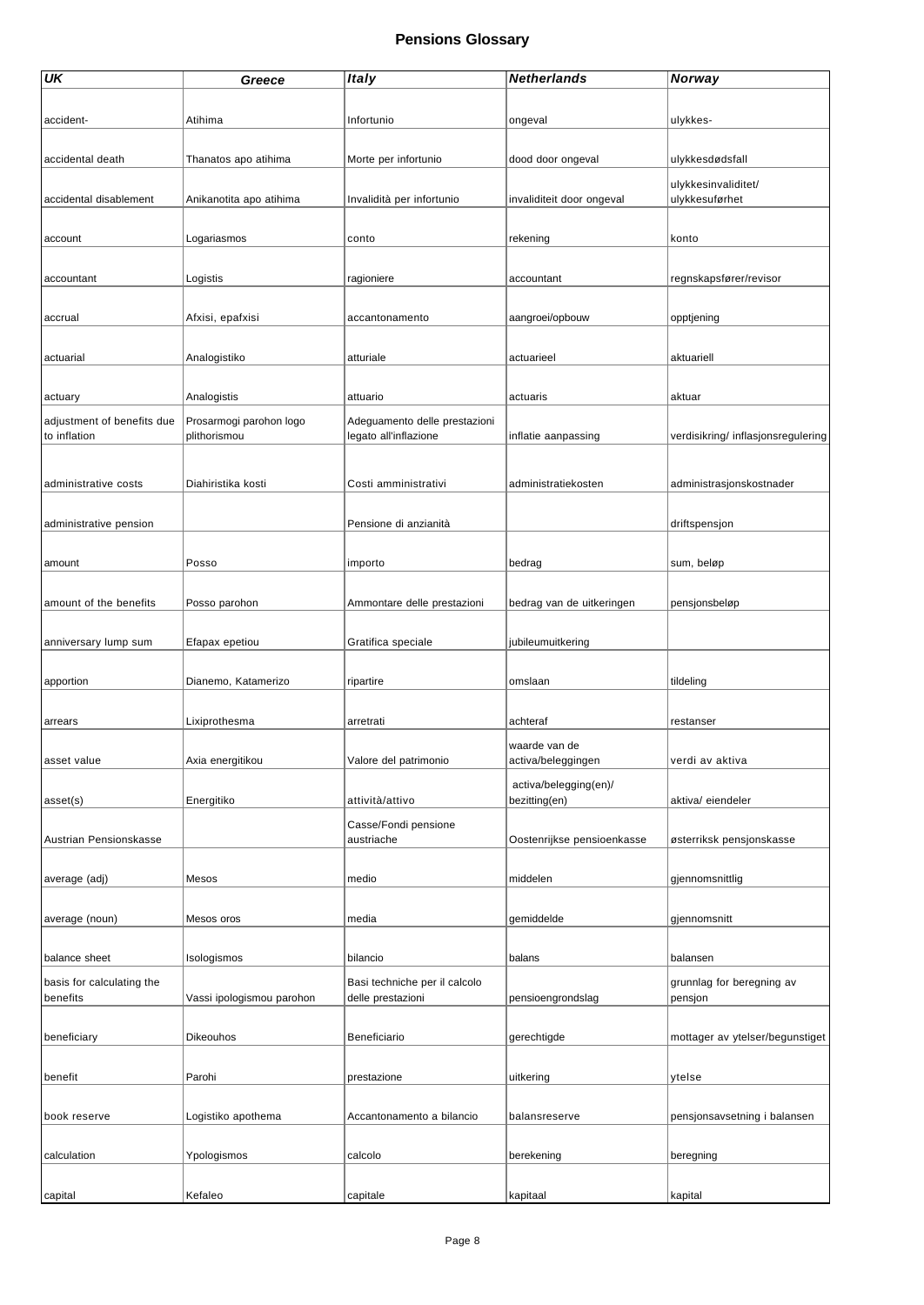# Pensions Glossary

| UK | Greece | Italy | Netherlands | Norway |
|---|---|---|---|---|
| accident- | Atihima | Infortunio | ongeval | ulykkes- |
| accidental death | Thanatos apo atihima | Morte per infortunio | dood door ongeval | ulykkesdødsfall |
| accidental disablement | Anikanotita apo atihima | Invalidità per infortunio | invaliditeit door ongeval | ulykkesinvaliditet/ ulykkesuførhet |
| account | Logariasmos | conto | rekening | konto |
| accountant | Logistis | ragioniere | accountant | regnskapsfører/revisor |
| accrual | Afxisi, epafxisi | accantonamento | aangroei/opbouw | opptjening |
| actuarial | Analogistiko | atturiale | actuarieel | aktuariell |
| actuary | Analogistis | attuario | actuaris | aktuar |
| adjustment of benefits due to inflation | Prosarmogi parohon logo plithorismou | Adeguamento delle prestazioni legato all'inflazione | inflatie aanpassing | verdisikring/ inflasjonsregulering |
| administrative costs | Diahiristika kosti | Costi amministrativi | administratiekosten | administrasjonskostnader |
| administrative pension | | Pensione di anzianità | | driftspensjon |
| amount | Posso | importo | bedrag | sum, beløp |
| amount of the benefits | Posso parohon | Ammontare delle prestazioni | bedrag van de uitkeringen | pensjonsbeløp |
| anniversary lump sum | Efapax epetiou | Gratifica speciale | jubileumuitkering | |
| apportion | Dianemo, Katamerizo | ripartire | omslaan | tildeling |
| arrears | Lixiprothesma | arretrati | achteraf | restanser |
| asset value | Axia energitikou | Valore del patrimonio | waarde van de activa/beleggingen | verdi av aktiva |
| asset(s) | Energitiko | attività/attivo | activa/belegging(en)/ bezitting(en) | aktiva/ eiendeler |
| Austrian Pensionskasse | | Casse/Fondi pensione austriache | Oostenrijkse pensioenkasse | østerriksk pensjonskasse |
| average (adj) | Mesos | medio | middelen | gjennomsnittlig |
| average (noun) | Mesos oros | media | gemiddelde | gjennomsnitt |
| balance sheet | Isologismos | bilancio | balans | balansen |
| basis for calculating the benefits | Vassi ipologismou parohon | Basi techniche per il calcolo delle prestazioni | pensioengrondslag | grunnlag for beregning av pensjon |
| beneficiary | Dikeouhos | Beneficiario | gerechtigde | mottager av ytelser/begunstiget |
| benefit | Parohi | prestazione | uitkering | ytelse |
| book reserve | Logistiko apothema | Accantonamento a bilancio | balansreserve | pensjonsavsetning i balansen |
| calculation | Ypologismos | calcolo | berekening | beregning |
| capital | Kefaleo | capitale | kapitaal | kapital |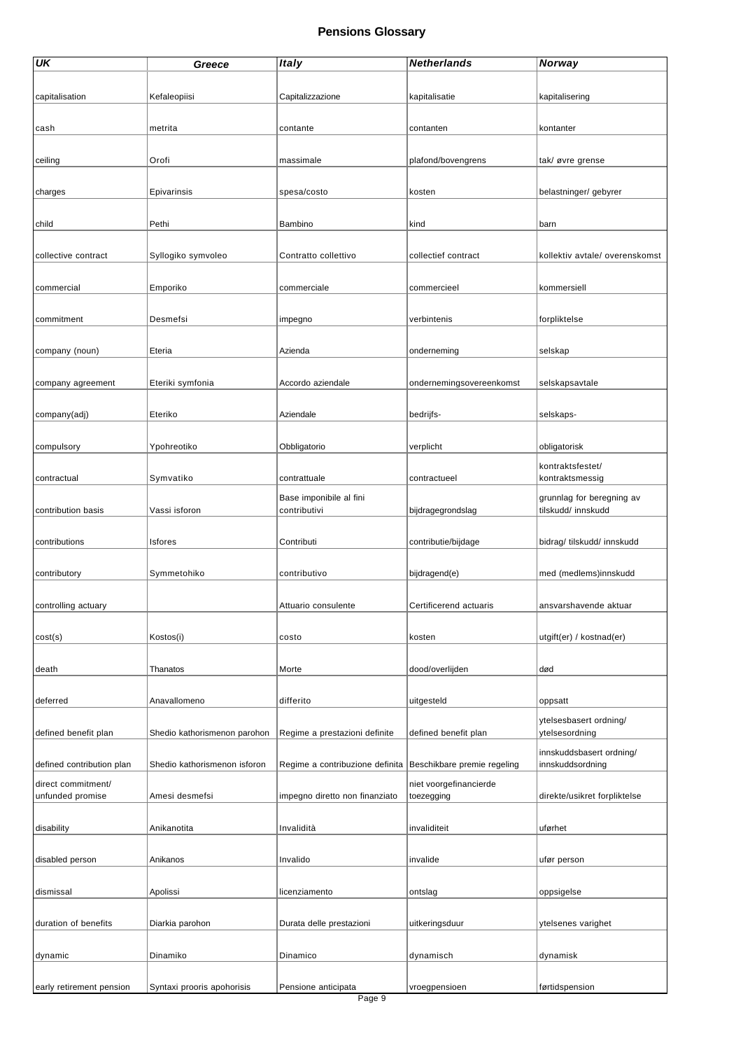# Pensions Glossary

| UK | Greece | Italy | Netherlands | Norway |
|---|---|---|---|---|
| capitalisation | Kefaleopiisi | Capitalizzazione | kapitalisatie | kapitalisering |
| cash | metrita | contante | contanten | kontanter |
| ceiling | Orofi | massimale | plafond/bovengrens | tak/ øvre grense |
| charges | Epivarinsis | spesa/costo | kosten | belastninger/ gebyrer |
| child | Pethi | Bambino | kind | barn |
| collective contract | Syllogiko symvoleo | Contratto collettivo | collectief contract | kollektiv avtale/ overenskomst |
| commercial | Emporiko | commerciale | commercieel | kommersiell |
| commitment | Desmefsi | impegno | verbintenis | forpliktelse |
| company (noun) | Eteria | Azienda | onderneming | selskap |
| company agreement | Eteriki symfonia | Accordo aziendale | ondernemingsovereenkomst | selskapsavtale |
| company(adj) | Eteriko | Aziendale | bedrijfs- | selskaps- |
| compulsory | Ypohreotiko | Obbligatorio | verplicht | obligatorisk |
| contractual | Symvatiko | contrattuale | contractueel | kontraktsfestet/ kontraktsmessig |
| contribution basis | Vassi isforon | Base imponibile al fini contributivi | bijdragegrondslag | grunnlag for beregning av tilskudd/ innskudd |
| contributions | Isfores | Contributi | contributie/bijdage | bidrag/ tilskudd/ innskudd |
| contributory | Symmetohiko | contributivo | bijdragend(e) | med (medlems)innskudd |
| controlling actuary | | Attuario consulente | Certificerend actuaris | ansvarshavende aktuar |
| cost(s) | Kostos(i) | costo | kosten | utgift(er) / kostnad(er) |
| death | Thanatos | Morte | dood/overlijden | død |
| deferred | Anavallomeno | differito | uitgesteld | oppsatt |
| defined benefit plan | Shedio kathorismenon parohon | Regime a prestazioni definite | defined benefit plan | ytelsesbasert ordning/ ytelsesordning |
| defined contribution plan | Shedio kathorismenon isforon | Regime a contribuzione definita | Beschikbare premie regeling | innskuddsbasert ordning/ innskuddsordning |
| direct commitment/ unfunded promise | Amesi desmefsi | impegno diretto non finanziato | niet voorgefinancierde toezegging | direkte/usikret forpliktelse |
| disability | Anikanotita | Invalidità | invaliditeit | uførhet |
| disabled person | Anikanos | Invalido | invalide | ufør person |
| dismissal | Apolissi | licenziamento | ontslag | oppsigelse |
| duration of benefits | Diarkia parohon | Durata delle prestazioni | uitkeringsduur | ytelsenes varighet |
| dynamic | Dinamiko | Dinamico | dynamisch | dynamisk |
| early retirement pension | Syntaxi prooris apohorisis | Pensione anticipata | vroegpensioen | førtidspension |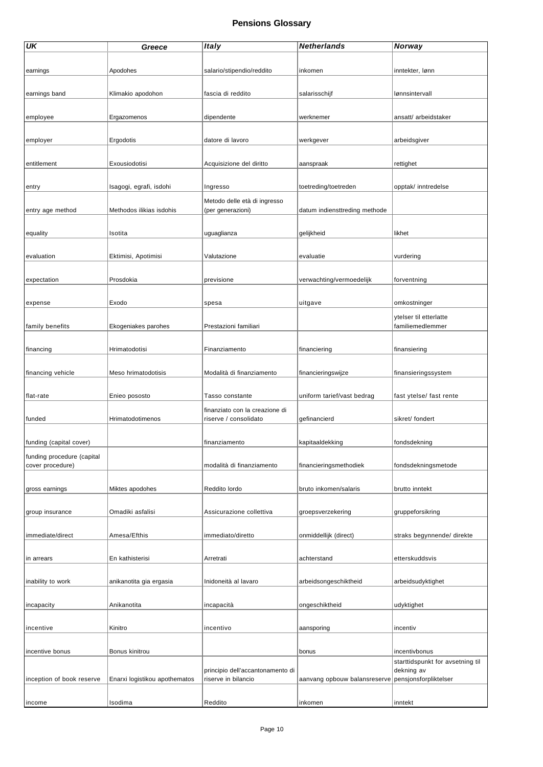# Pensions Glossary

| UK | Greece | Italy | Netherlands | Norway |
|---|---|---|---|---|
| earnings | Apodohes | salario/stipendio/reddito | inkomen | inntekter, lønn |
| earnings band | Klimakio apodohon | fascia di reddito | salarisschijf | lønnsintervall |
| employee | Ergazomenos | dipendente | werknemer | ansatt/ arbeidstaker |
| employer | Ergodotis | datore di lavoro | werkgever | arbeidsgiver |
| entitlement | Exousiodotisi | Acquisizione del diritto | aanspraak | rettighet |
| entry | Isagogi, egrafi, isdohi | Ingresso | toetreding/toetreden | opptak/ inntredelse |
| entry age method | Methodos ilikias isdohis | Metodo delle età di ingresso (per generazioni) | datum indiensttreding methode | |
| equality | Isotita | uguaglianza | gelijkheid | likhet |
| evaluation | Ektimisi, Apotimisi | Valutazione | evaluatie | vurdering |
| expectation | Prosdokia | previsione | verwachting/vermoedelijk | forventning |
| expense | Exodo | spesa | uitgave | omkostninger |
| family benefits | Ekogeniakes parohes | Prestazioni familiari | | ytelser til etterlatte familiemedlemmer |
| financing | Hrimatodotisi | Finanziamento | financiering | finansiering |
| financing vehicle | Meso hrimatodotisis | Modalità di finanziamento | financieringswijze | finansieringssystem |
| flat-rate | Enieo pososto | Tasso constante | uniform tarief/vast bedrag | fast ytelse/ fast rente |
| funded | Hrimatodotimenos | finanziato con la creazione di riserve / consolidato | gefinancierd | sikret/ fondert |
| funding (capital cover) | | finanziamento | kapitaaldekking | fondsdekning |
| funding procedure (capital cover procedure) | | modalità di finanziamento | financieringsmethodiek | fondsdekningsmetode |
| gross earnings | Miktes apodohes | Reddito lordo | bruto inkomen/salaris | brutto inntekt |
| group insurance | Omadiki asfalisi | Assicurazione collettiva | groepsverzekering | gruppeforsikring |
| immediate/direct | Amesa/Efthis | immediato/diretto | onmiddellijk (direct) | straks begynnende/ direkte |
| in arrears | En kathisterisi | Arretrati | achterstand | etterskuddsvis |
| inability to work | anikanotita gia ergasia | Inidoneità al lavaro | arbeidsongeschiktheid | arbeidsudyktighet |
| incapacity | Anikanotita | incapacità | ongeschiktheid | udyktighet |
| incentive | Kinitro | incentivo | aansporing | incentiv |
| incentive bonus | Bonus kinitrou | | bonus | incentivbonus |
| inception of book reserve | Enarxi logistikou apothematos | principio dell'accantonamento di riserve in bilancio | aanvang opbouw balansreserve | starttidspunkt for avsetning til dekning av pensjonsforpliktelser |
| income | Isodima | Reddito | inkomen | inntekt |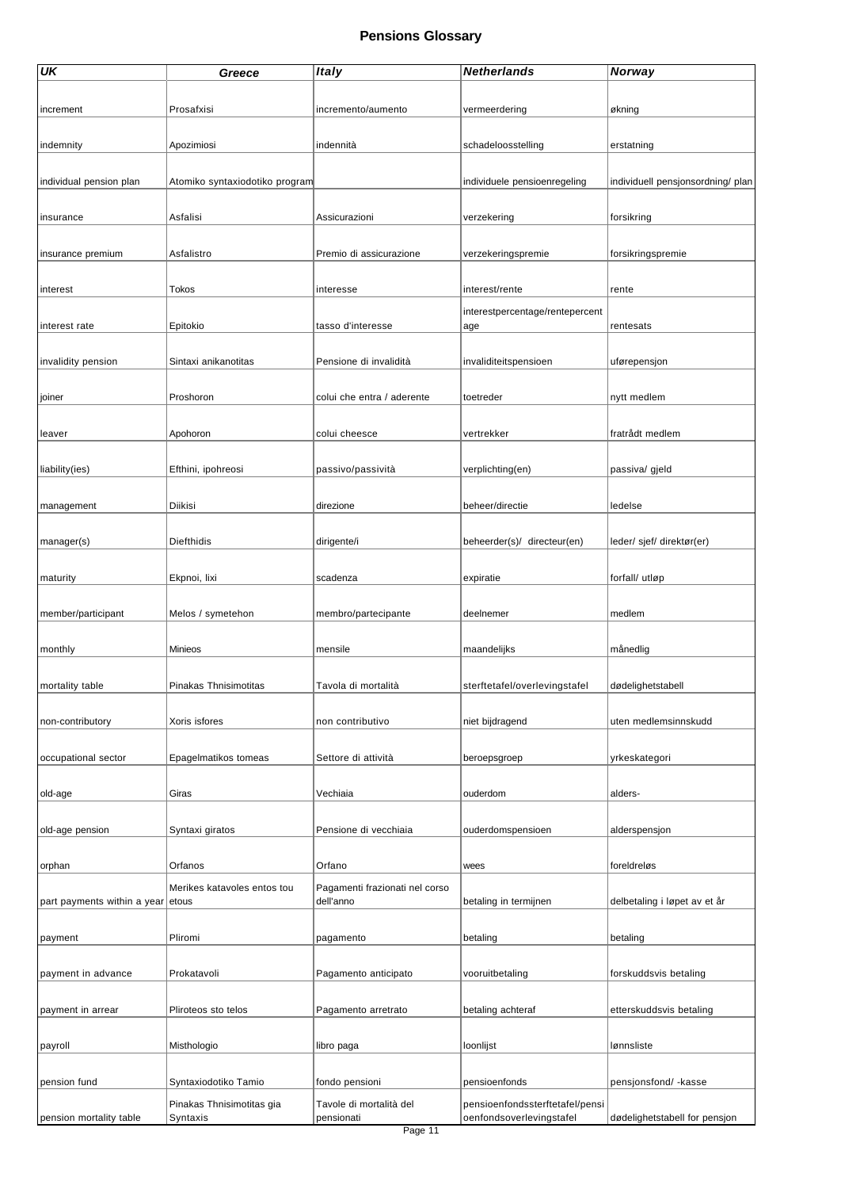## Pensions Glossary

| UK | Greece | Italy | Netherlands | Norway |
|---|---|---|---|---|
| increment | Prosafxisi | incremento/aumento | vermeerdering | økning |
| indemnity | Apozimiosi | indennità | schadeloosstelling | erstatning |
| individual pension plan | Atomiko syntaxiodotiko program | | individuele pensioenregeling | individuell pensjonsordning/ plan |
| insurance | Asfalisi | Assicurazioni | verzekering | forsikring |
| insurance premium | Asfalistro | Premio di assicurazione | verzekeringspremie | forsikringspremie |
| interest | Tokos | interesse | interest/rente | rente |
| interest rate | Epitokio | tasso d'interesse | interestpercentage/rentepercentage | rentesats |
| invalidity pension | Sintaxi anikanotitas | Pensione di invalidità | invaliditeitspensioen | uførepensjon |
| joiner | Proshoron | colui che entra / aderente | toetreder | nytt medlem |
| leaver | Apohoron | colui cheesce | vertrekker | fratrådt medlem |
| liability(ies) | Efthini, ipohreosi | passivo/passività | verplichting(en) | passiva/ gjeld |
| management | Diikisi | direzione | beheer/directie | ledelse |
| manager(s) | Diefthidis | dirigente/i | beheerder(s)/ directeur(en) | leder/ sjef/ direktør(er) |
| maturity | Ekpnoi, lixi | scadenza | expiratie | forfall/ utløp |
| member/participant | Melos / symetehon | membro/partecipante | deelnemer | medlem |
| monthly | Minieos | mensile | maandelijks | månedlig |
| mortality table | Pinakas Thnisimotitas | Tavola di mortalità | sterftetafel/overlevingstafel | dødelighetstabell |
| non-contributory | Xoris isfores | non contributivo | niet bijdragend | uten medlemsinnskudd |
| occupational sector | Epagelmatikos tomeas | Settore di attività | beroepsgroep | yrkeskategori |
| old-age | Giras | Vechiaia | ouderdom | alders- |
| old-age pension | Syntaxi giratos | Pensione di vecchiaia | ouderdomspensioen | alderspensjon |
| orphan | Orfanos | Orfano | wees | foreldreløs |
| part payments within a year | Merikes katavoles entos tou etous | Pagamenti frazionati nel corso dell'anno | betaling in termijnen | delbetaling i løpet av et år |
| payment | Pliromi | pagamento | betaling | betaling |
| payment in advance | Prokatavoli | Pagamento anticipato | vooruitbetaling | forskuddsvis betaling |
| payment in arrear | Pliroteos sto telos | Pagamento arretrato | betaling achteraf | etterskuddsvis betaling |
| payroll | Misthologio | libro paga | loonlijst | lønnsliste |
| pension fund | Syntaxiodotiko Tamio | fondo pensioni | pensioenfonds | pensjonsfond/ -kasse |
| pension mortality table | Pinakas Thnisimotitas gia Syntaxis | Tavole di mortalità del pensionati | pensioenfondssterftetafel/pensioenfondsoverlevingstafel | dødelighetstabell for pensjon |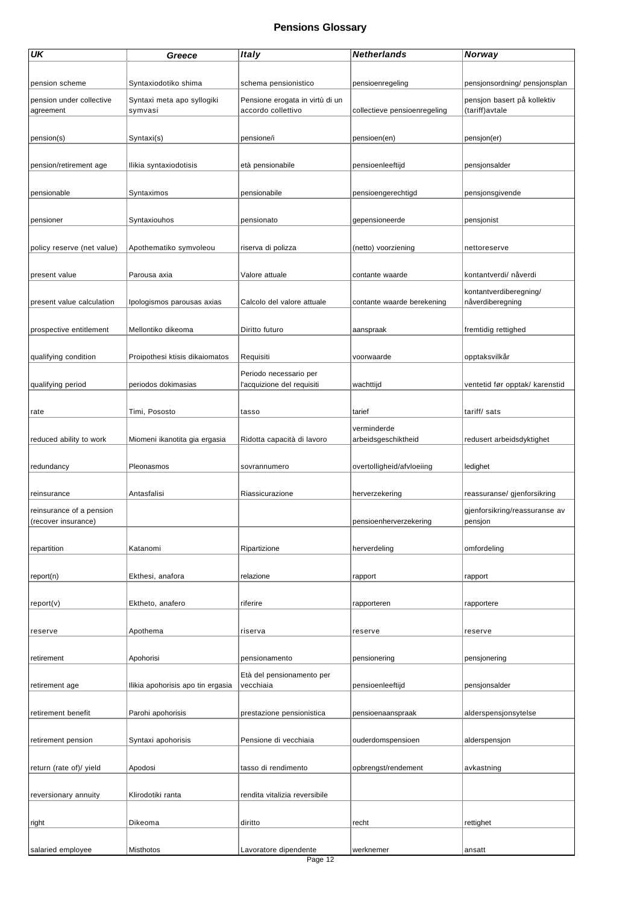## Pensions Glossary

| UK | Greece | Italy | Netherlands | Norway |
|---|---|---|---|---|
| pension scheme | Syntaxiodotiko shima | schema pensionistico | pensioenregeling | pensjonsordning/ pensjonsplan |
| pension under collective agreement | Syntaxi meta apo syllogiki symvasi | Pensione erogata in virtù di un accordo collettivo | collectieve pensioenregeling | pensjon basert på kollektiv (tariff)avtale |
| pension(s) | Syntaxi(s) | pensione/i | pensioen(en) | pensjon(er) |
| pension/retirement age | Ilikia syntaxiodotisis | età pensionabile | pensioenleeftijd | pensjonsalder |
| pensionable | Syntaximos | pensionabile | pensioengerechtigd | pensjonsgivende |
| pensioner | Syntaxiouhos | pensionato | gepensioneerde | pensjonist |
| policy reserve (net value) | Apothematiko symvoleou | riserva di polizza | (netto) voorziening | nettoreserve |
| present value | Parousa axia | Valore attuale | contante waarde | kontantverdi/ nåverdi |
| present value calculation | Ipologismos parousas axias | Calcolo del valore attuale | contante waarde berekening | kontantverdiberegning/ nåverdiberegning |
| prospective entitlement | Mellontiko dikeoma | Diritto futuro | aanspraak | fremtidig rettighed |
| qualifying condition | Proipothesi ktisis dikaiomatos | Requisiti | voorwaarde | opptaksvilkår |
| qualifying period | periodos dokimasias | Periodo necessario per l'acquizione del requisiti | wachttijd | ventetid før opptak/ karenstid |
| rate | Timi, Pososto | tasso | tarief | tariff/ sats |
| reduced ability to work | Miomeni ikanotita gia ergasia | Ridotta capacità di lavoro | verminderde arbeidsgeschiktheid | redusert arbeidsdyktighet |
| redundancy | Pleonasmos | sovrannumero | overtolligheid/afvloeiing | ledighet |
| reinsurance | Antasfalisi | Riassicurazione | herverzekering | reassuranse/ gjenforsikring |
| reinsurance of a pension (recover insurance) | | | pensioenherverzekering | gjenforsikring/reassuranse av pensjon |
| repartition | Katanomi | Ripartizione | herverdeling | omfordeling |
| report(n) | Ekthesi, anafora | relazione | rapport | rapport |
| report(v) | Ektheto, anafero | riferire | rapporteren | rapportere |
| reserve | Apothema | riserva | reserve | reserve |
| retirement | Apohorisi | pensionamento | pensionering | pensjonering |
| retirement age | Ilikia apohorisis apo tin ergasia | Età del pensionamento per vecchiaia | pensioenleeftijd | pensjonsalder |
| retirement benefit | Parohi apohorisis | prestazione pensionistica | pensioenaanspraak | alderspensjonsytelse |
| retirement pension | Syntaxi apohorisis | Pensione di vecchiaia | ouderdomspensioen | alderspensjon |
| return (rate of)/ yield | Apodosi | tasso di rendimento | opbrengst/rendement | avkastning |
| reversionary annuity | Klirodotiki ranta | rendita vitalizia reversibile | | |
| right | Dikeoma | diritto | recht | rettighet |
| salaried employee | Misthotos | Lavoratore dipendente | werknemer | ansatt |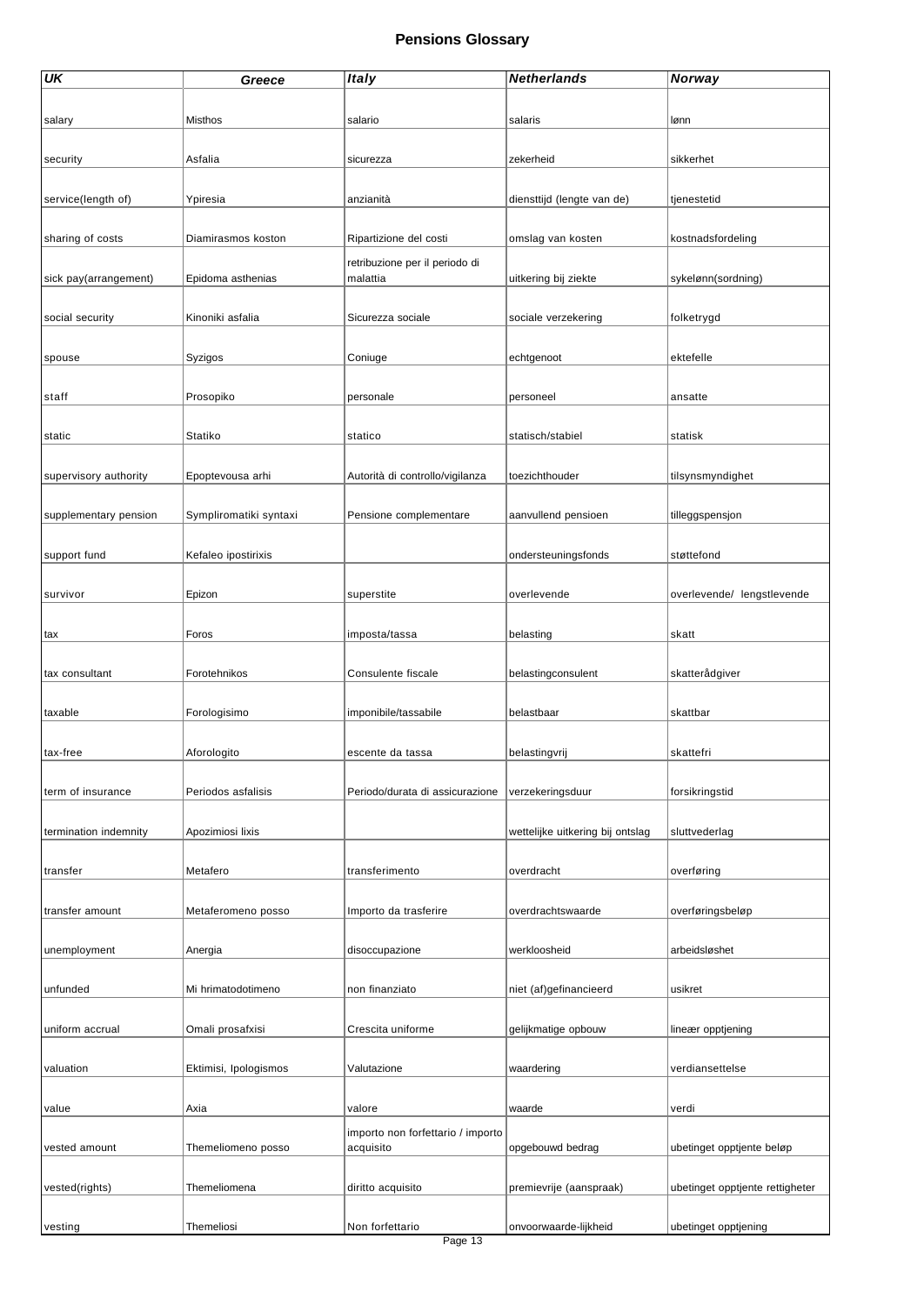# Pensions Glossary

| UK | Greece | Italy | Netherlands | Norway |
|---|---|---|---|---|
| salary | Misthos | salario | salaris | lønn |
| security | Asfalia | sicurezza | zekerheid | sikkerhet |
| service(length of) | Ypiresia | anzianità | diensttijd (lengte van de) | tjenestetid |
| sharing of costs | Diamirasmos koston | Ripartizione del costi | omslag van kosten | kostnadsfordeling |
| sick pay(arrangement) | Epidoma asthenias | retribuzione per il periodo di malattia | uitkering bij ziekte | sykelønn(sordning) |
| social security | Kinoniki asfalia | Sicurezza sociale | sociale verzekering | folketrygd |
| spouse | Syzigos | Coniuge | echtgenoot | ektefelle |
| staff | Prosopiko | personale | personeel | ansatte |
| static | Statiko | statico | statisch/stabiel | statisk |
| supervisory authority | Epoptevousa arhi | Autorità di controllo/vigilanza | toezichthouder | tilsynsmyndighet |
| supplementary pension | Sympliromatiki syntaxi | Pensione complementare | aanvullend pensioen | tilleggspensjon |
| support fund | Kefaleo ipostirixis | | ondersteuningsfonds | støttefond |
| survivor | Epizon | superstite | overlevende | overlevende/ lengstlevende |
| tax | Foros | imposta/tassa | belasting | skatt |
| tax consultant | Forotehnikos | Consulente fiscale | belastingconsulent | skatterådgiver |
| taxable | Forologisimo | imponibile/tassabile | belastbaar | skattbar |
| tax-free | Aforologito | escente da tassa | belastingvrij | skattefri |
| term of insurance | Periodos asfalisis | Periodo/durata di assicurazione | verzekeringsduur | forsikringstid |
| termination indemnity | Apozimiosi lixis | | wettelijke uitkering bij ontslag | sluttvederlag |
| transfer | Metafero | transferimento | overdracht | overføring |
| transfer amount | Metaferomeno posso | Importo da trasferire | overdrachtswaarde | overføringsbeløp |
| unemployment | Anergia | disoccupazione | werkloosheid | arbeidsløshet |
| unfunded | Mi hrimatodotimeno | non finanziato | niet (af)gefinancieerd | usikret |
| uniform accrual | Omali prosafxisi | Crescita uniforme | gelijkmatige opbouw | lineær opptjening |
| valuation | Ektimisi, Ipologismos | Valutazione | waardering | verdiansettelse |
| value | Axia | valore | waarde | verdi |
| vested amount | Themeliomeno posso | importo non forfettario / importo acquisito | opgebouwd bedrag | ubetinget opptjente beløp |
| vested(rights) | Themeliomena | diritto acquisito | premievrije (aanspraak) | ubetinget opptjente rettigheter |
| vesting | Themeliosi | Non forfettario | onvoorwaarde-lijkheid | ubetinget opptjening |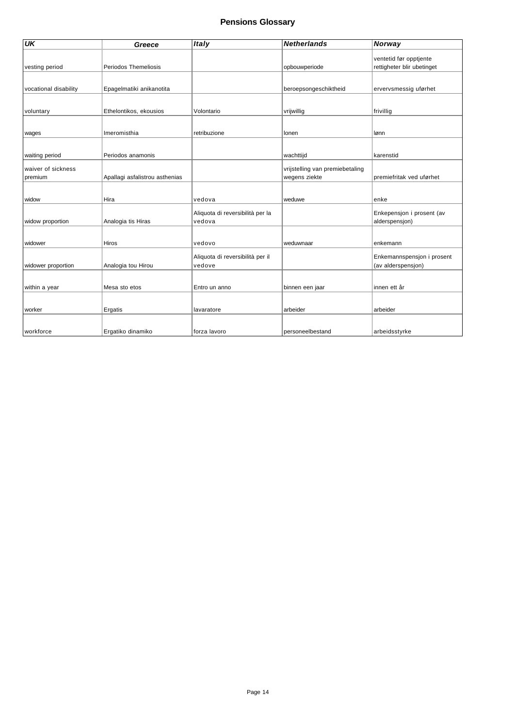# Pensions Glossary

| *UK* | *Greece* | *Italy* | *Netherlands* | *Norway* |
|---|---|---|---|---|
| vesting period | Periodos Themeliosis | | opbouwperiode | ventetid før opptjente rettigheter blir ubetinget |
| vocational disability | Epagelmatiki anikanotita | | beroepsongeschiktheid | ervervsmessig uførhet |
| voluntary | Ethelontikos, ekousios | Volontario | vrijwillig | frivillig |
| wages | Imeromisthia | retribuzione | lonen | lønn |
| waiting period | Periodos anamonis | | wachttijd | karenstid |
| waiver of sickness premium | Apallagi asfalistrou asthenias | | vrijstelling van premiebetaling wegens ziekte | premiefritak ved uførhet |
| widow | Hira | vedova | weduwe | enke |
| widow proportion | Analogia tis Hiras | Aliquota di reversibilità per la vedova | | Enkepensjon i prosent (av alderspensjon) |
| widower | Hiros | vedovo | weduwnaar | enkemann |
| widower proportion | Analogia tou Hirou | Aliquota di reversibilità per il vedove | | Enkemannspensjon i prosent (av alderspensjon) |
| within a year | Mesa sto etos | Entro un anno | binnen een jaar | innen ett år |
| worker | Ergatis | lavaratore | arbeider | arbeider |
| workforce | Ergatiko dinamiko | forza lavoro | personeelbestand | arbeidsstyrke |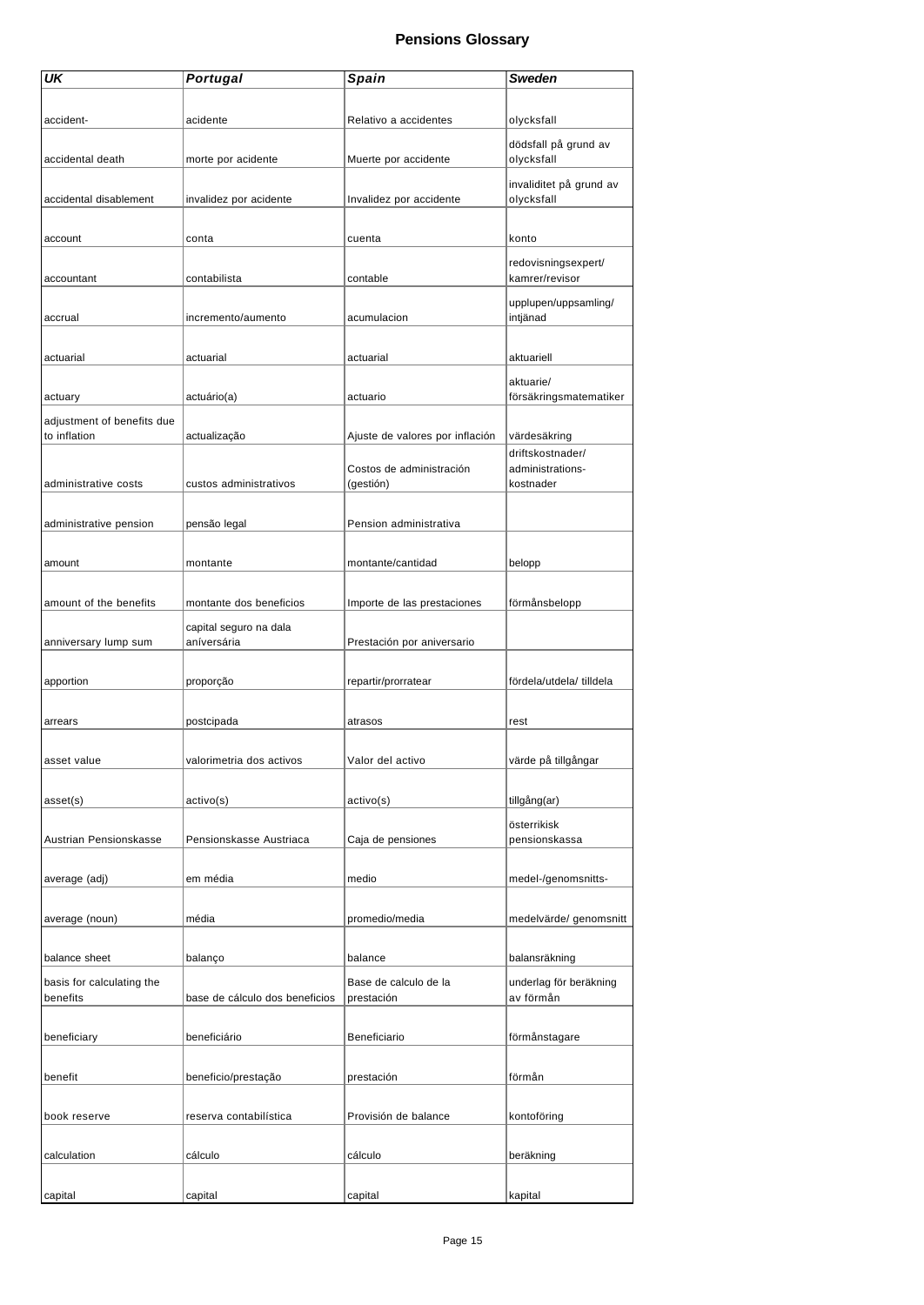# Pensions Glossary

| UK | Portugal | Spain | Sweden |
|---|---|---|---|
| accident- | acidente | Relativo a accidentes | olycksfall |
| accidental death | morte por acidente | Muerte por accidente | dödsfall på grund av olycksfall |
| accidental disablement | invalidez por acidente | Invalidez por accidente | invaliditet på grund av olycksfall |
| account | conta | cuenta | konto |
| accountant | contabilista | contable | redovisningsexpert/ kamrer/revisor |
| accrual | incremento/aumento | acumulacion | upplupen/uppsamling/ intjänad |
| actuarial | actuarial | actuarial | aktuariell |
| actuary | actuário(a) | actuario | aktuarie/ försäkringsmatematiker |
| adjustment of benefits due to inflation | actualização | Ajuste de valores por inflación | värdesäkring |
| administrative costs | custos administrativos | Costos de administración (gestión) | driftskostnader/ administrations-kostnader |
| administrative pension | pensão legal | Pension administrativa | |
| amount | montante | montante/cantidad | belopp |
| amount of the benefits | montante dos beneficios | Importe de las prestaciones | förmånsbelopp |
| anniversary lump sum | capital seguro na dala aníversária | Prestación por aniversario | |
| apportion | proporção | repartir/prorratear | fördela/utdela/ tilldela |
| arrears | postcipada | atrasos | rest |
| asset value | valorimetria dos activos | Valor del activo | värde på tillgångar |
| asset(s) | activo(s) | activo(s) | tillgång(ar) |
| Austrian Pensionskasse | Pensionskasse Austriaca | Caja de pensiones | österrikisk pensionskassa |
| average (adj) | em média | medio | medel-/genomsnitts- |
| average (noun) | média | promedio/media | medelvärde/ genomsnitt |
| balance sheet | balanço | balance | balansräkning |
| basis for calculating the benefits | base de cálculo dos beneficios | Base de calculo de la prestación | underlag för beräkning av förmån |
| beneficiary | beneficiário | Beneficiario | förmånstagare |
| benefit | beneficio/prestação | prestación | förmån |
| book reserve | reserva contabilística | Provisión de balance | kontoföring |
| calculation | cálculo | cálculo | beräkning |
| capital | capital | capital | kapital |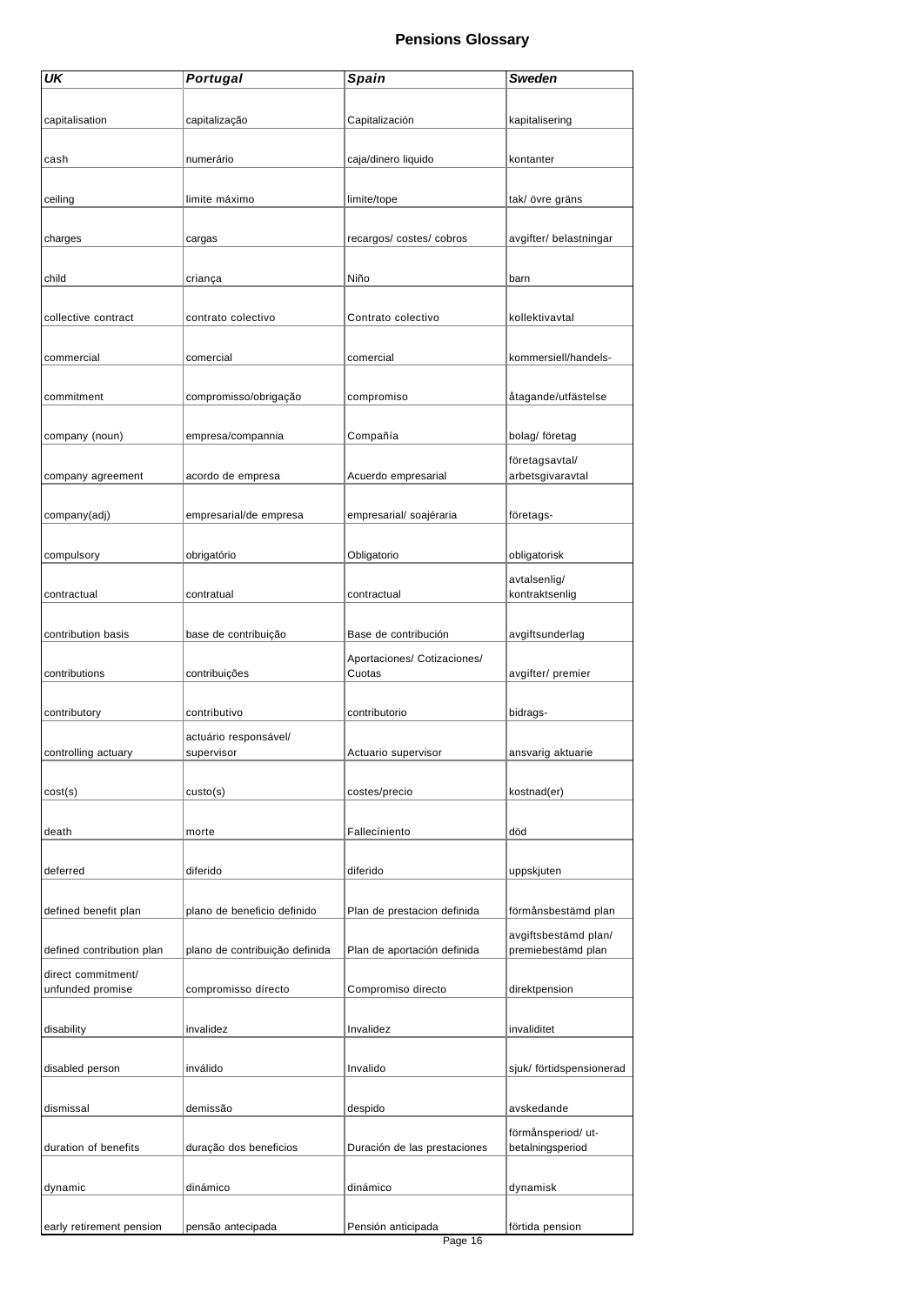# Pensions Glossary

| UK | Portugal | Spain | Sweden |
|---|---|---|---|
| capitalisation | capitalização | Capitalización | kapitalisering |
| cash | numerário | caja/dinero liquido | kontanter |
| ceiling | limite máximo | limite/tope | tak/ övre gräns |
| charges | cargas | recargos/ costes/ cobros | avgifter/ belastningar |
| child | criança | Niño | barn |
| collective contract | contrato colectivo | Contrato colectivo | kollektivavtal |
| commercial | comercial | comercial | kommersiell/handels- |
| commitment | compromisso/obrigação | compromiso | åtagande/utfästelse |
| company (noun) | empresa/compannia | Compañía | bolag/ företag |
| company agreement | acordo de empresa | Acuerdo empresarial | företagsavtal/ arbetsgivaravtal |
| company(adj) | empresarial/de empresa | empresarial/ soajéraria | företags- |
| compulsory | obrigatório | Obligatorio | obligatorisk |
| contractual | contratual | contractual | avtalsenlig/ kontraktsenlig |
| contribution basis | base de contribuição | Base de contribución | avgiftsunderlag |
| contributions | contribuições | Aportaciones/ Cotizaciones/ Cuotas | avgifter/ premier |
| contributory | contributivo | contributorio | bidrags- |
| controlling actuary | actuário responsável/ supervisor | Actuario supervisor | ansvarig aktuarie |
| cost(s) | custo(s) | costes/precio | kostnad(er) |
| death | morte | Fallecíniento | död |
| deferred | diferido | diferido | uppskjuten |
| defined benefit plan | plano de beneficio definido | Plan de prestacion definida | förmånsbestämd plan |
| defined contribution plan | plano de contribuição definida | Plan de aportación definida | avgiftsbestämd plan/ premiebestämd plan |
| direct commitment/ unfunded promise | compromisso dírecto | Compromiso directo | direktpension |
| disability | invalidez | Invalidez | invaliditet |
| disabled person | inválido | Invalido | sjuk/ förtidspensionerad |
| dismissal | demissão | despido | avskedande |
| duration of benefits | duração dos beneficios | Duración de las prestaciones | förmånsperiod/ ut-betalningsperiod |
| dynamic | dinámico | dinámico | dynamisk |
| early retirement pension | pensão antecipada | Pensión anticipada | förtida pension |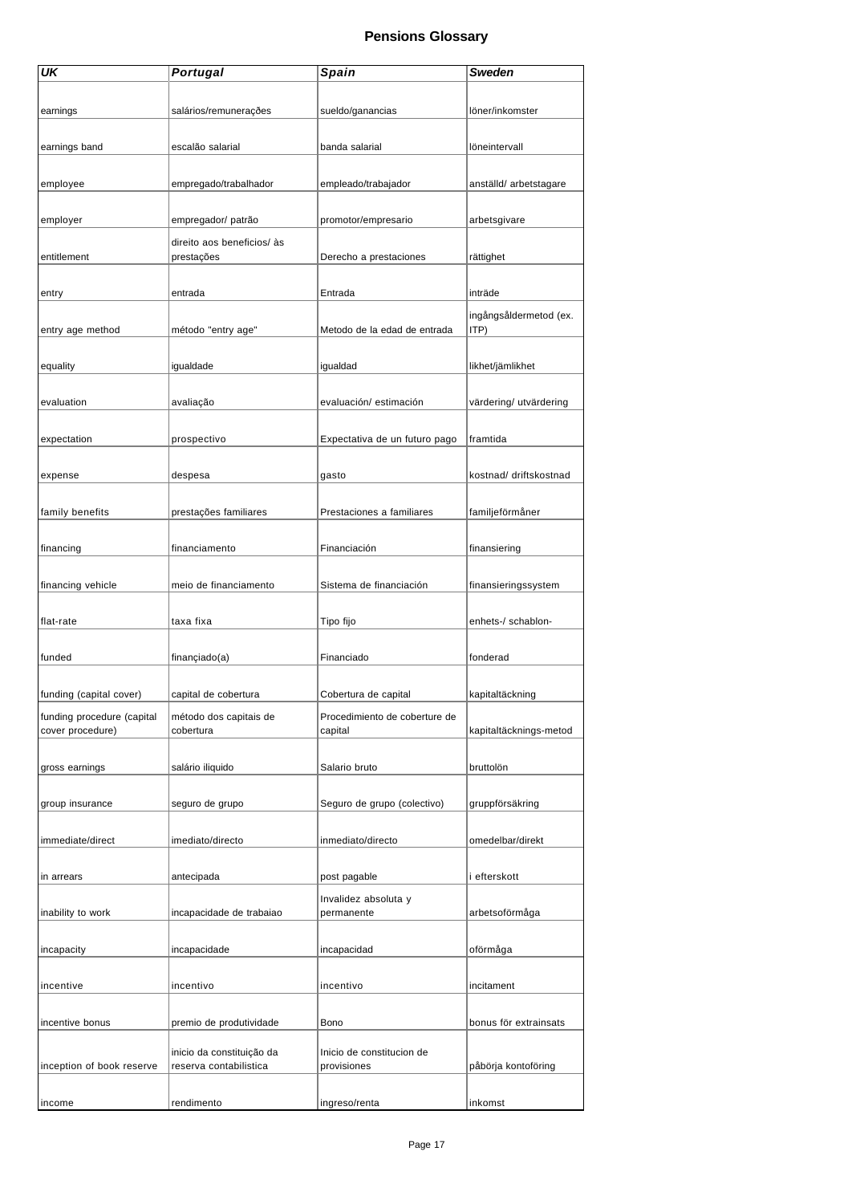# Pensions Glossary

| UK | Portugal | Spain | Sweden |
|---|---|---|---|
| earnings | salários/remunerações | sueldo/ganancias | löner/inkomster |
| earnings band | escalão salarial | banda salarial | löneintervall |
| employee | empregado/trabalhador | empleado/trabajador | anställd/ arbetstagare |
| employer | empregador/ patrão | promotor/empresario | arbetsgivare |
| entitlement | direito aos beneficios/ às prestações | Derecho a prestaciones | rättighet |
| entry | entrada | Entrada | inträde |
| entry age method | método "entry age" | Metodo de la edad de entrada | ingångsåldermetod (ex. ITP) |
| equality | igualdade | igualdad | likhet/jämlikhet |
| evaluation | avaliação | evaluación/ estimación | värdering/ utvärdering |
| expectation | prospectivo | Expectativa de un futuro pago | framtida |
| expense | despesa | gasto | kostnad/ driftskostnad |
| family benefits | prestações familiares | Prestaciones a familiares | familjeförmåner |
| financing | financiamento | Financiación | finansiering |
| financing vehicle | meio de financiamento | Sistema de financiación | finansieringssystem |
| flat-rate | taxa fixa | Tipo fijo | enhets-/ schablon- |
| funded | finançiado(a) | Financiado | fonderad |
| funding (capital cover) | capital de cobertura | Cobertura de capital | kapitaltäckning |
| funding procedure (capital cover procedure) | método dos capitais de cobertura | Procedimiento de coberture de capital | kapitaltäcknings-metod |
| gross earnings | salário iliquido | Salario bruto | bruttolön |
| group insurance | seguro de grupo | Seguro de grupo (colectivo) | gruppförsäkring |
| immediate/direct | imediato/directo | inmediato/directo | omedelbar/direkt |
| in arrears | antecipada | post pagable | i efterskott |
| inability to work | incapacidade de trabaiao | Invalidez absoluta y permanente | arbetsoförmåga |
| incapacity | incapacidade | incapacidad | oförmåga |
| incentive | incentivo | incentivo | incitament |
| incentive bonus | premio de produtividade | Bono | bonus för extrainsats |
| inception of book reserve | inicio da constituição da reserva contabilistica | Inicio de constitucion de provisiones | påbörja kontoföring |
| income | rendimento | ingreso/renta | inkomst |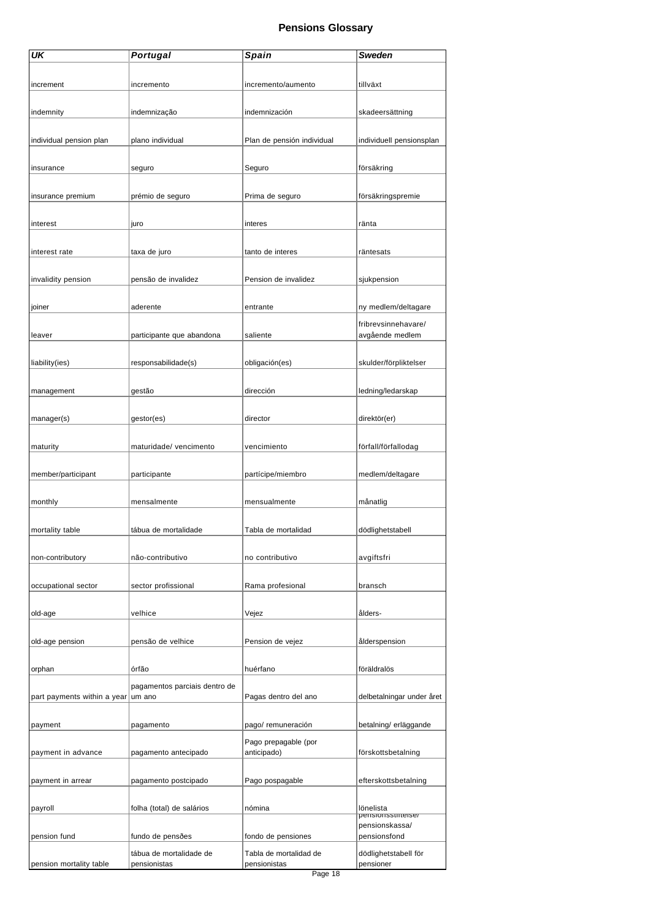# Pensions Glossary

| *UK* | *Portugal* | *Spain* | *Sweden* |
|---|---|---|---|
| increment | incremento | incremento/aumento | tillväxt |
| indemnity | indemnização | indemnización | skadeersättning |
| individual pension plan | plano individual | Plan de pensión individual | individuell pensionsplan |
| insurance | seguro | Seguro | försäkring |
| insurance premium | prémio de seguro | Prima de seguro | försäkringspremie |
| interest | juro | interes | ränta |
| interest rate | taxa de juro | tanto de interes | räntesats |
| invalidity pension | pensão de invalidez | Pension de invalidez | sjukpension |
| joiner | aderente | entrante | ny medlem/deltagare |
| leaver | participante que abandona | saliente | fribrevsinnehavare/ avgående medlem |
| liability(ies) | responsabilidade(s) | obligación(es) | skulder/förpliktelser |
| management | gestão | dirección | ledning/ledarskap |
| manager(s) | gestor(es) | director | direktör(er) |
| maturity | maturidade/ vencimento | vencimiento | förfall/förfallodag |
| member/participant | participante | partícipe/miembro | medlem/deltagare |
| monthly | mensalmente | mensualmente | månatlig |
| mortality table | tábua de mortalidade | Tabla de mortalidad | dödlighetstabell |
| non-contributory | não-contributivo | no contributivo | avgiftsfri |
| occupational sector | sector profissional | Rama profesional | bransch |
| old-age | velhice | Vejez | ålders- |
| old-age pension | pensão de velhice | Pension de vejez | ålderspension |
| orphan | órfão | huérfano | föräldralös |
| part payments within a year | pagamentos parciais dentro de um ano | Pagas dentro del ano | delbetalningar under året |
| payment | pagamento | pago/ remuneración | betalning/ erläggande |
| payment in advance | pagamento antecipado | Pago prepagable (por anticipado) | förskottsbetalning |
| payment in arrear | pagamento postcipado | Pago pospagable | efterskottsbetalning |
| payroll | folha (total) de salários | nómina | lönelista |
| pension fund | fundo de pensões | fondo de pensiones | pensionsstiftelse/ pensionskassa/ pensionsfond |
| pension mortality table | tábua de mortalidade de pensionistas | Tabla de mortalidad de pensionistas | dödlighetstabell för pensioner |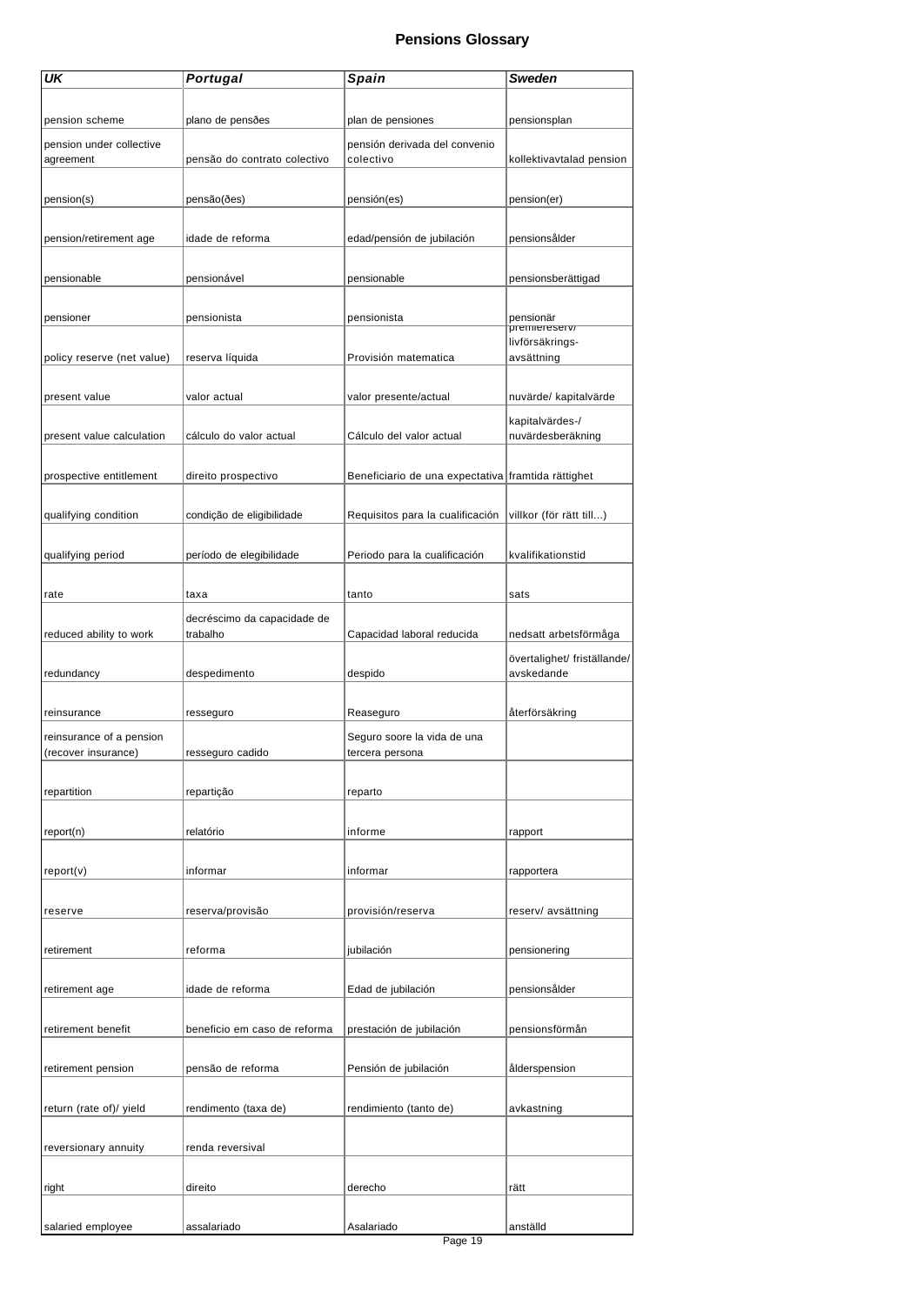# Pensions Glossary

| UK | Portugal | Spain | Sweden |
|---|---|---|---|
| pension scheme | plano de pensões | plan de pensiones | pensionsplan |
| pension under collective agreement | pensão do contrato colectivo | pensión derivada del convenio colectivo | kollektivavtalad pension |
| pension(s) | pensão(ões) | pensión(es) | pension(er) |
| pension/retirement age | idade de reforma | edad/pensión de jubilación | pensionsålder |
| pensionable | pensionável | pensionable | pensionsberättigad |
| pensioner | pensionista | pensionista | pensionär |
| policy reserve (net value) | reserva líquida | Provisión matematica | premiereserv/ livförsäkrings-avsättning |
| present value | valor actual | valor presente/actual | nuvärde/ kapitalvärde |
| present value calculation | cálculo do valor actual | Cálculo del valor actual | kapitalvärdes-/ nuvärdesberäkning |
| prospective entitlement | direito prospectivo | Beneficiario de una expectativa | framtida rättighet |
| qualifying condition | condição de eligibilidade | Requisitos para la cualificación | villkor (för rätt till...) |
| qualifying period | período de elegibilidade | Periodo para la cualificación | kvalifikationstid |
| rate | taxa | tanto | sats |
| reduced ability to work | decréscimo da capacidade de trabalho | Capacidad laboral reducida | nedsatt arbetsförmåga |
| redundancy | despedimento | despido | övertalighet/ friställande/ avskedande |
| reinsurance | resseguro | Reaseguro | återförsäkring |
| reinsurance of a pension (recover insurance) | resseguro cadido | Seguro soore la vida de una tercera persona | |
| repartition | repartição | reparto | |
| report(n) | relatório | informe | rapport |
| report(v) | informar | informar | rapportera |
| reserve | reserva/provisão | provisión/reserva | reserv/ avsättning |
| retirement | reforma | jubilación | pensionering |
| retirement age | idade de reforma | Edad de jubilación | pensionsålder |
| retirement benefit | beneficio em caso de reforma | prestación de jubilación | pensionsförmån |
| retirement pension | pensão de reforma | Pensión de jubilación | ålderspension |
| return (rate of)/ yield | rendimento (taxa de) | rendimiento (tanto de) | avkastning |
| reversionary annuity | renda reversival | | |
| right | direito | derecho | rätt |
| salaried employee | assalariado | Asalariado | anställd |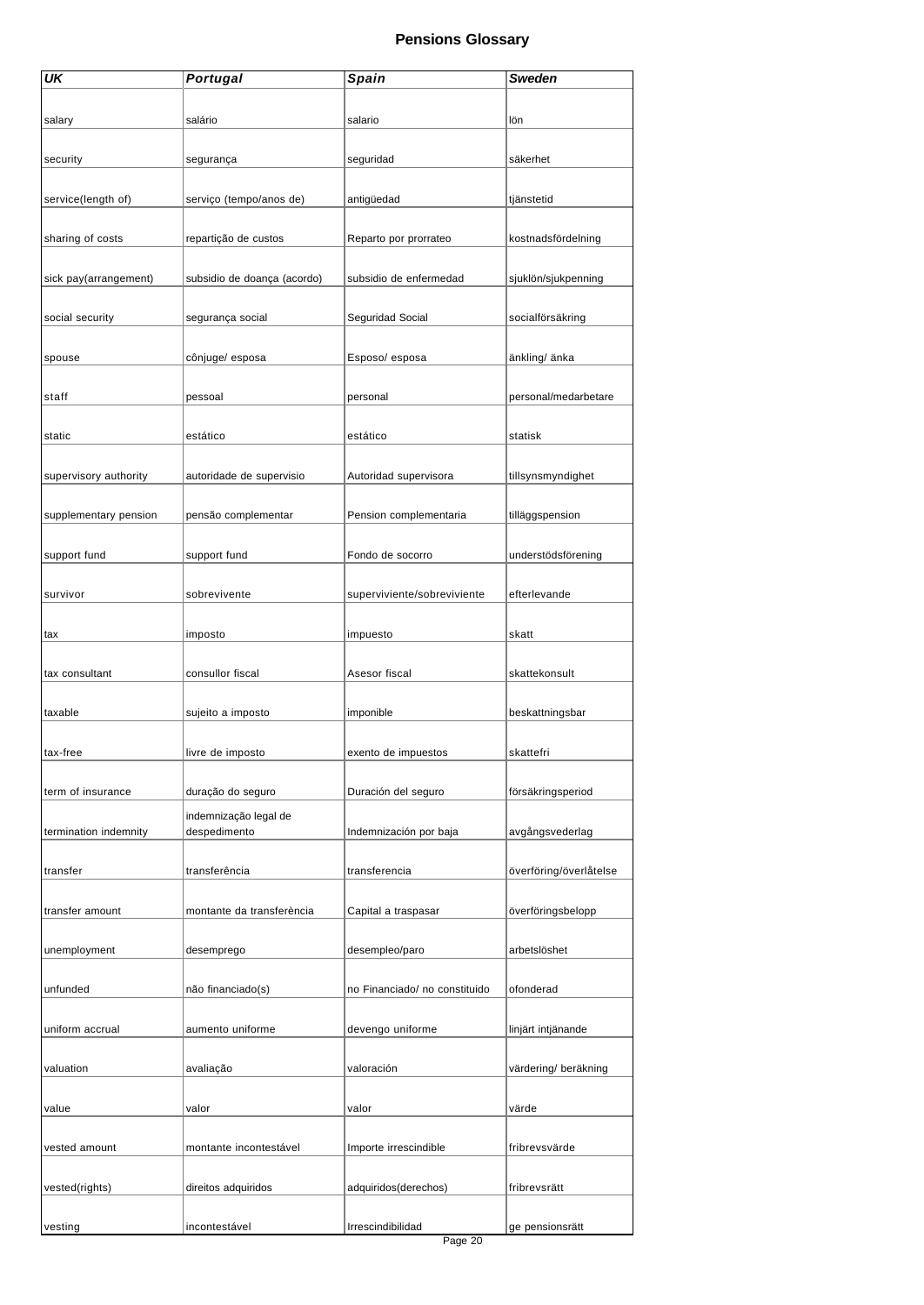# Pensions Glossary

| *UK* | *Portugal* | *Spain* | *Sweden* |
|---|---|---|---|
| salary | salário | salario | lön |
| security | segurança | seguridad | säkerhet |
| service(length of) | serviço (tempo/anos de) | antigüedad | tjänstetid |
| sharing of costs | repartição de custos | Reparto por prorrateo | kostnadsfördelning |
| sick pay(arrangement) | subsidio de doança (acordo) | subsidio de enfermedad | sjuklön/sjukpenning |
| social security | segurança social | Seguridad Social | socialförsäkring |
| spouse | cônjuge/ esposa | Esposo/ esposa | änkling/ änka |
| staff | pessoal | personal | personal/medarbetare |
| static | estático | estático | statisk |
| supervisory authority | autoridade de supervisio | Autoridad supervisora | tillsynsmyndighet |
| supplementary pension | pensão complementar | Pension complementaria | tilläggspension |
| support fund | support fund | Fondo de socorro | understödsförening |
| survivor | sobrevivente | superviviente/sobreviviente | efterlevande |
| tax | imposto | impuesto | skatt |
| tax consultant | consullor fiscal | Asesor fiscal | skattekonsult |
| taxable | sujeito a imposto | imponible | beskattningsbar |
| tax-free | livre de imposto | exento de impuestos | skattefri |
| term of insurance | duração do seguro | Duración del seguro | försäkringsperiod |
| termination indemnity | indemnização legal de despedimento | Indemnización por baja | avgångsvederlag |
| transfer | transferência | transferencia | överföring/överlåtelse |
| transfer amount | montante da transferència | Capital a traspasar | överföringsbelopp |
| unemployment | desemprego | desempleo/paro | arbetslöshet |
| unfunded | não financiado(s) | no Financiado/ no constituido | ofonderad |
| uniform accrual | aumento uniforme | devengo uniforme | linjärt intjänande |
| valuation | avaliação | valoración | värdering/ beräkning |
| value | valor | valor | värde |
| vested amount | montante incontestável | Importe irrescindible | fribrevsvärde |
| vested(rights) | direitos adquiridos | adquiridos(derechos) | fribrevsrätt |
| vesting | incontestável | Irrescindibilidad | ge pensionsrätt |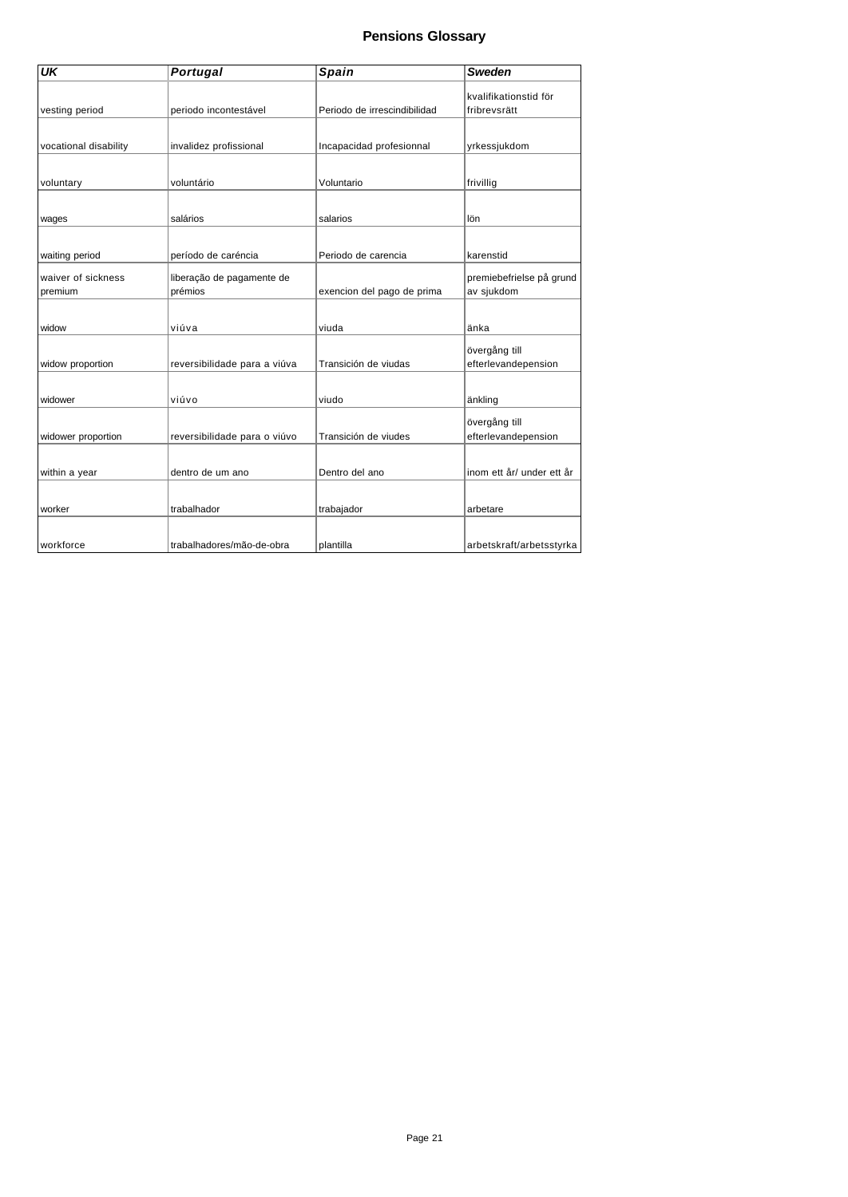# Pensions Glossary

| *UK* | *Portugal* | *Spain* | *Sweden* |
|---|---|---|---|
| vesting period | periodo incontestável | Periodo de irrescindibilidad | kvalifikationstid för fribrevsrätt |
| vocational disability | invalidez profissional | Incapacidad profesionnal | yrkessjukdom |
| voluntary | voluntário | Voluntario | frivillig |
| wages | salários | salarios | lön |
| waiting period | período de caréncia | Periodo de carencia | karenstid |
| waiver of sickness premium | liberação de pagamente de prémios | exencion del pago de prima | premiebefrielse på grund av sjukdom |
| widow | viúva | viuda | änka |
| widow proportion | reversibilidade para a viúva | Transición de viudas | övergång till efterlevandepension |
| widower | viúvo | viudo | änkling |
| widower proportion | reversibilidade para o viúvo | Transición de viudes | övergång till efterlevandepension |
| within a year | dentro de um ano | Dentro del ano | inom ett år/ under ett år |
| worker | trabalhador | trabajador | arbetare |
| workforce | trabalhadores/mão-de-obra | plantilla | arbetskraft/arbetsstyrka |